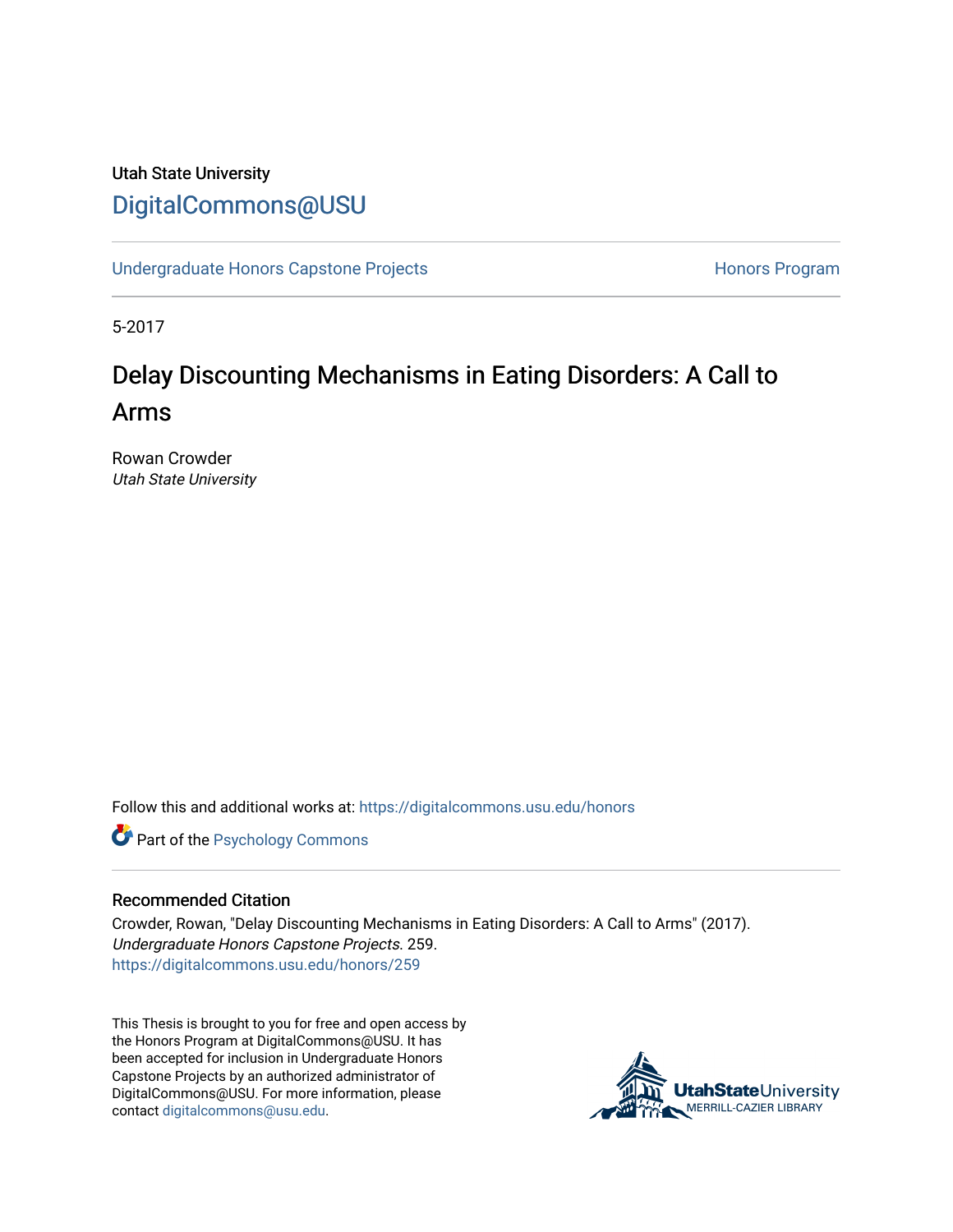Utah State University

# DigitalCommons@USU

Undergraduate Honors Capstone Projects

Honors Program

5-2017

## Delay Discounting Mechanisms in Eating Disorders: A Call to Arms

Rowan Crowder
*Utah State University*

Follow this and additional works at: https://digitalcommons.usu.edu/honors

Part of the Psychology Commons

### Recommended Citation

Crowder, Rowan, "Delay Discounting Mechanisms in Eating Disorders: A Call to Arms" (2017). *Undergraduate Honors Capstone Projects*. 259.
https://digitalcommons.usu.edu/honors/259

This Thesis is brought to you for free and open access by the Honors Program at DigitalCommons@USU. It has been accepted for inclusion in Undergraduate Honors Capstone Projects by an authorized administrator of DigitalCommons@USU. For more information, please contact digitalcommons@usu.edu.

UtahStateUniversity
MERRILL-CAZIER LIBRARY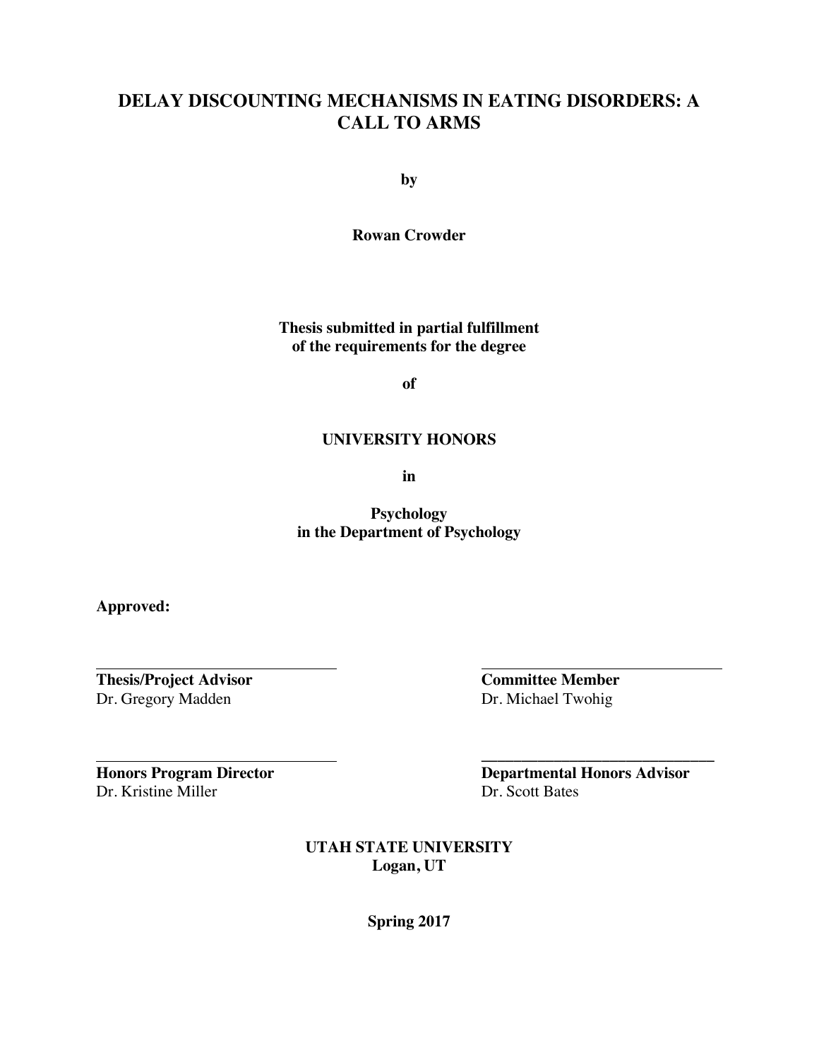# DELAY DISCOUNTING MECHANISMS IN EATING DISORDERS: A CALL TO ARMS

**by**

**Rowan Crowder**

**Thesis submitted in partial fulfillment of the requirements for the degree**

**of**

**UNIVERSITY HONORS**

**in**

**Psychology in the Department of Psychology**

**Approved:**

| | |
|---|---|
| _____________________________ | _____________________________ |
| **Thesis/Project Advisor** | **Committee Member** |
| Dr. Gregory Madden | Dr. Michael Twohig |
| _____________________________ | _____________________________ |
| **Honors Program Director** | **Departmental Honors Advisor** |
| Dr. Kristine Miller | Dr. Scott Bates |

**UTAH STATE UNIVERSITY**
**Logan, UT**

**Spring 2017**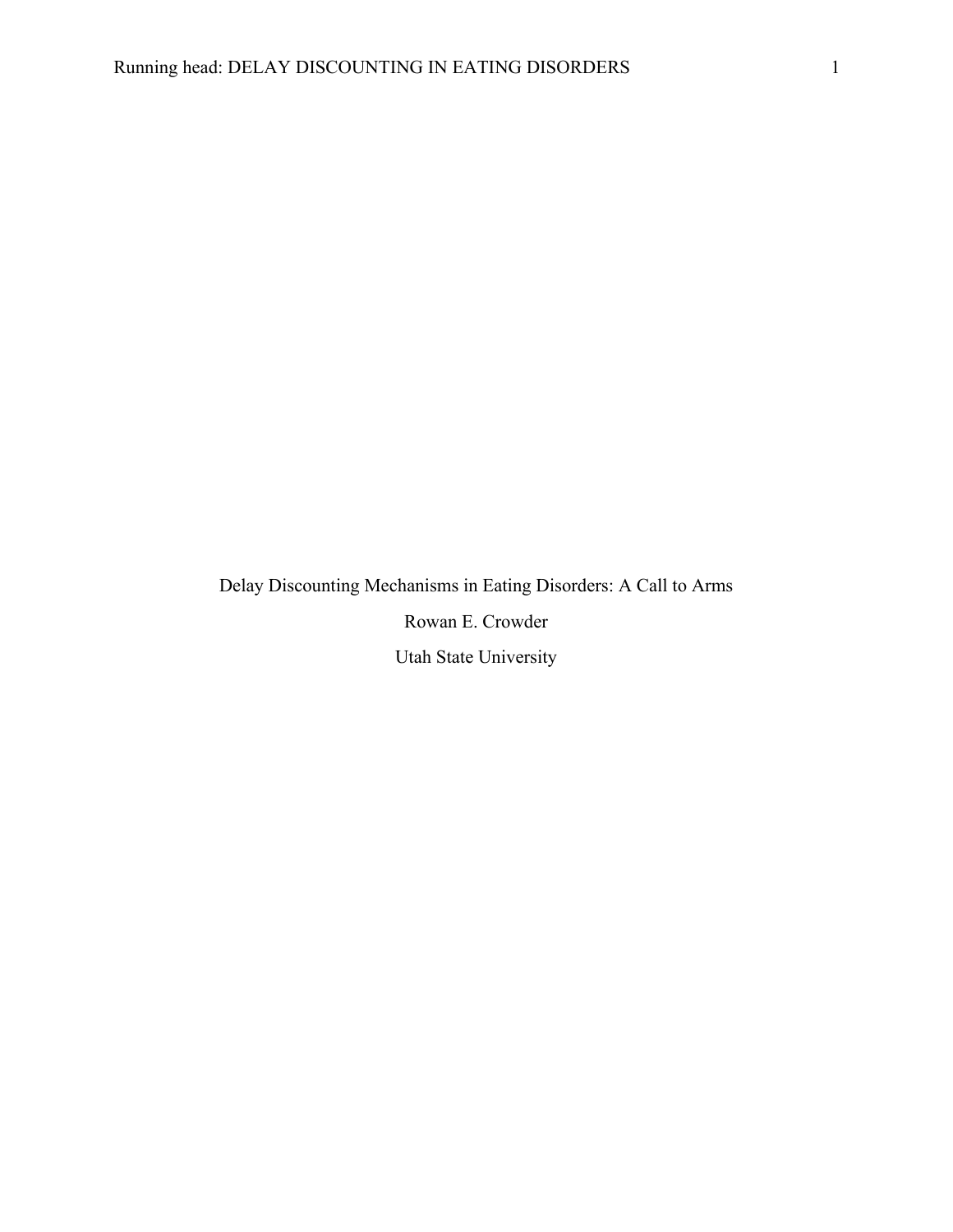# Delay Discounting Mechanisms in Eating Disorders: A Call to Arms

Rowan E. Crowder

Utah State University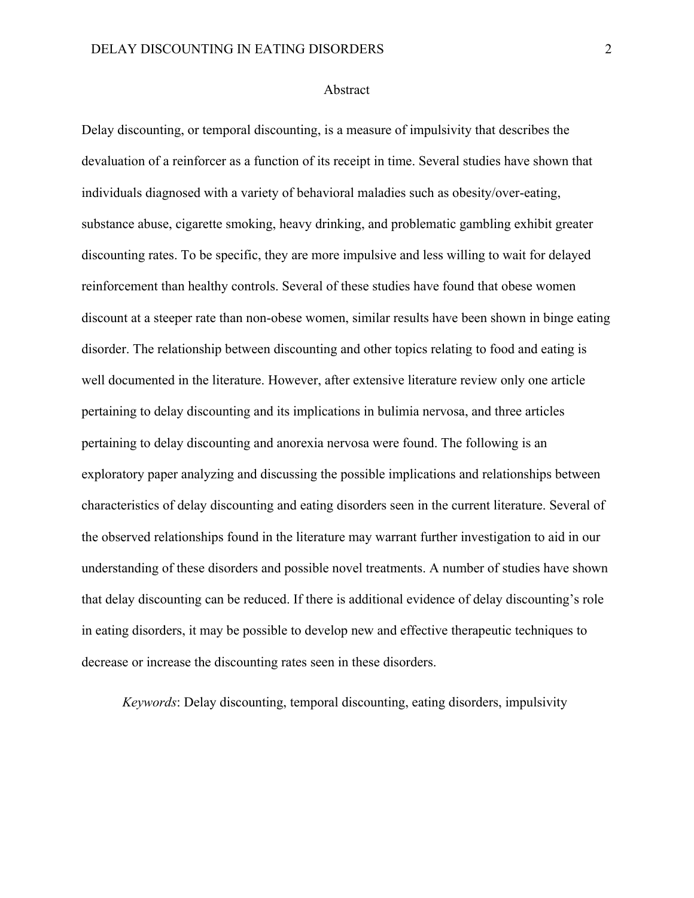# Abstract

Delay discounting, or temporal discounting, is a measure of impulsivity that describes the devaluation of a reinforcer as a function of its receipt in time. Several studies have shown that individuals diagnosed with a variety of behavioral maladies such as obesity/over-eating, substance abuse, cigarette smoking, heavy drinking, and problematic gambling exhibit greater discounting rates. To be specific, they are more impulsive and less willing to wait for delayed reinforcement than healthy controls. Several of these studies have found that obese women discount at a steeper rate than non-obese women, similar results have been shown in binge eating disorder. The relationship between discounting and other topics relating to food and eating is well documented in the literature. However, after extensive literature review only one article pertaining to delay discounting and its implications in bulimia nervosa, and three articles pertaining to delay discounting and anorexia nervosa were found. The following is an exploratory paper analyzing and discussing the possible implications and relationships between characteristics of delay discounting and eating disorders seen in the current literature. Several of the observed relationships found in the literature may warrant further investigation to aid in our understanding of these disorders and possible novel treatments. A number of studies have shown that delay discounting can be reduced. If there is additional evidence of delay discounting's role in eating disorders, it may be possible to develop new and effective therapeutic techniques to decrease or increase the discounting rates seen in these disorders.

*Keywords*: Delay discounting, temporal discounting, eating disorders, impulsivity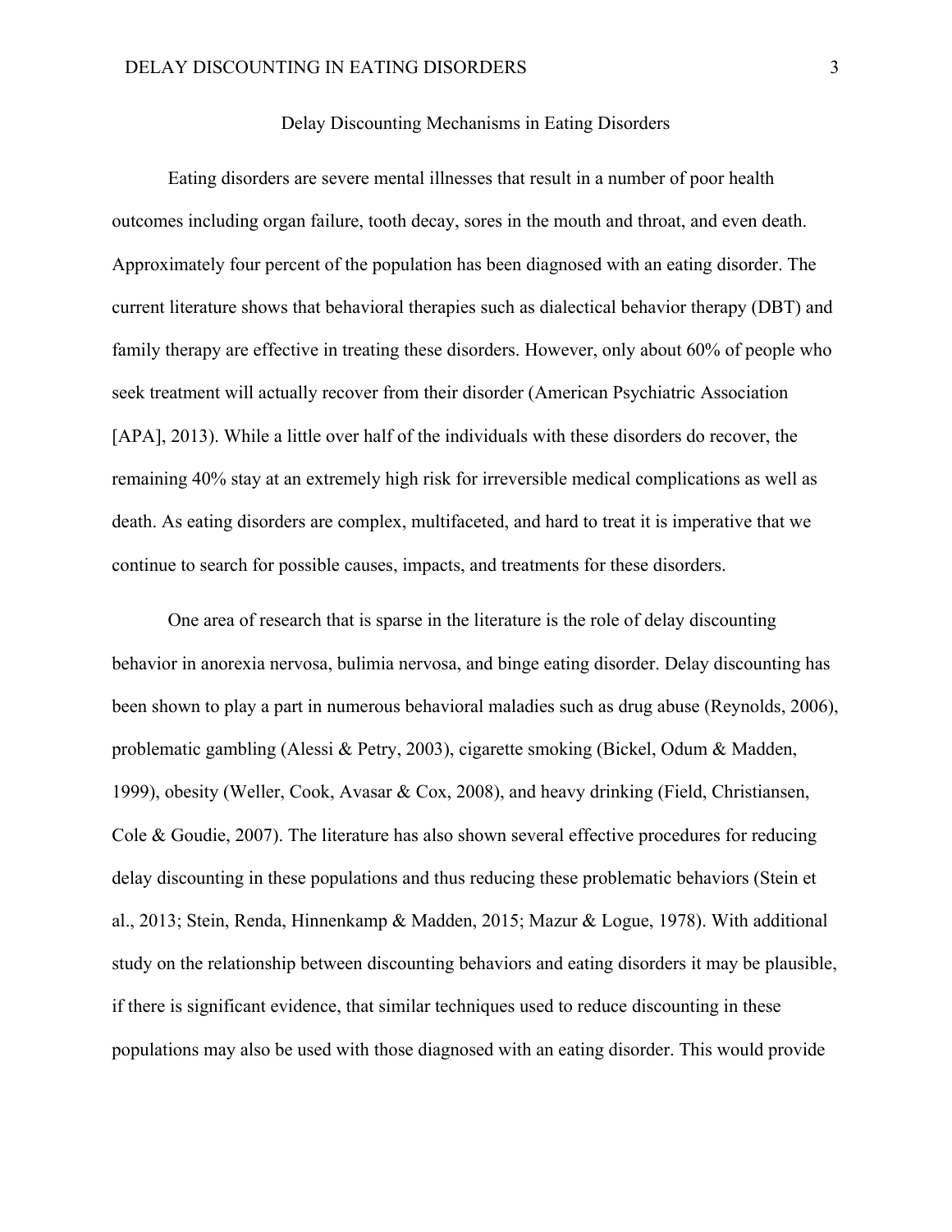# Delay Discounting Mechanisms in Eating Disorders

Eating disorders are severe mental illnesses that result in a number of poor health outcomes including organ failure, tooth decay, sores in the mouth and throat, and even death. Approximately four percent of the population has been diagnosed with an eating disorder. The current literature shows that behavioral therapies such as dialectical behavior therapy (DBT) and family therapy are effective in treating these disorders. However, only about 60% of people who seek treatment will actually recover from their disorder (American Psychiatric Association [APA], 2013). While a little over half of the individuals with these disorders do recover, the remaining 40% stay at an extremely high risk for irreversible medical complications as well as death. As eating disorders are complex, multifaceted, and hard to treat it is imperative that we continue to search for possible causes, impacts, and treatments for these disorders.

One area of research that is sparse in the literature is the role of delay discounting behavior in anorexia nervosa, bulimia nervosa, and binge eating disorder. Delay discounting has been shown to play a part in numerous behavioral maladies such as drug abuse (Reynolds, 2006), problematic gambling (Alessi & Petry, 2003), cigarette smoking (Bickel, Odum & Madden, 1999), obesity (Weller, Cook, Avasar & Cox, 2008), and heavy drinking (Field, Christiansen, Cole & Goudie, 2007). The literature has also shown several effective procedures for reducing delay discounting in these populations and thus reducing these problematic behaviors (Stein et al., 2013; Stein, Renda, Hinnenkamp & Madden, 2015; Mazur & Logue, 1978). With additional study on the relationship between discounting behaviors and eating disorders it may be plausible, if there is significant evidence, that similar techniques used to reduce discounting in these populations may also be used with those diagnosed with an eating disorder. This would provide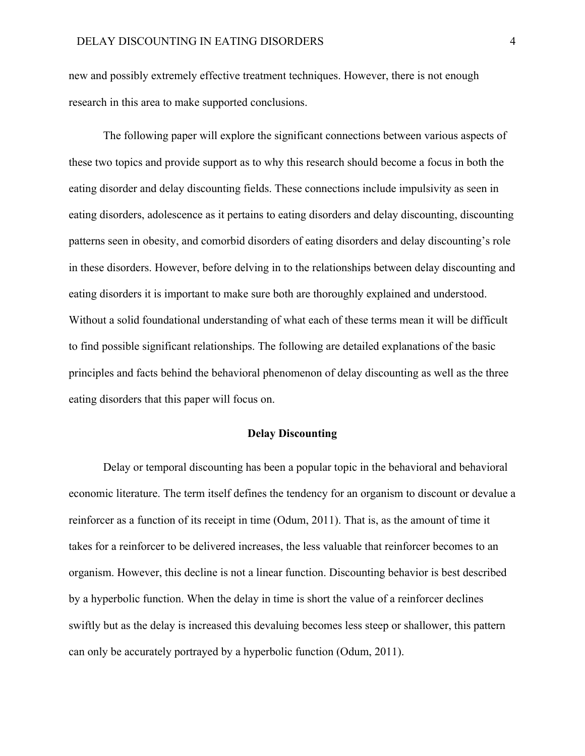new and possibly extremely effective treatment techniques. However, there is not enough research in this area to make supported conclusions.

The following paper will explore the significant connections between various aspects of these two topics and provide support as to why this research should become a focus in both the eating disorder and delay discounting fields. These connections include impulsivity as seen in eating disorders, adolescence as it pertains to eating disorders and delay discounting, discounting patterns seen in obesity, and comorbid disorders of eating disorders and delay discounting's role in these disorders. However, before delving in to the relationships between delay discounting and eating disorders it is important to make sure both are thoroughly explained and understood. Without a solid foundational understanding of what each of these terms mean it will be difficult to find possible significant relationships. The following are detailed explanations of the basic principles and facts behind the behavioral phenomenon of delay discounting as well as the three eating disorders that this paper will focus on.

## Delay Discounting

Delay or temporal discounting has been a popular topic in the behavioral and behavioral economic literature. The term itself defines the tendency for an organism to discount or devalue a reinforcer as a function of its receipt in time (Odum, 2011). That is, as the amount of time it takes for a reinforcer to be delivered increases, the less valuable that reinforcer becomes to an organism. However, this decline is not a linear function. Discounting behavior is best described by a hyperbolic function. When the delay in time is short the value of a reinforcer declines swiftly but as the delay is increased this devaluing becomes less steep or shallower, this pattern can only be accurately portrayed by a hyperbolic function (Odum, 2011).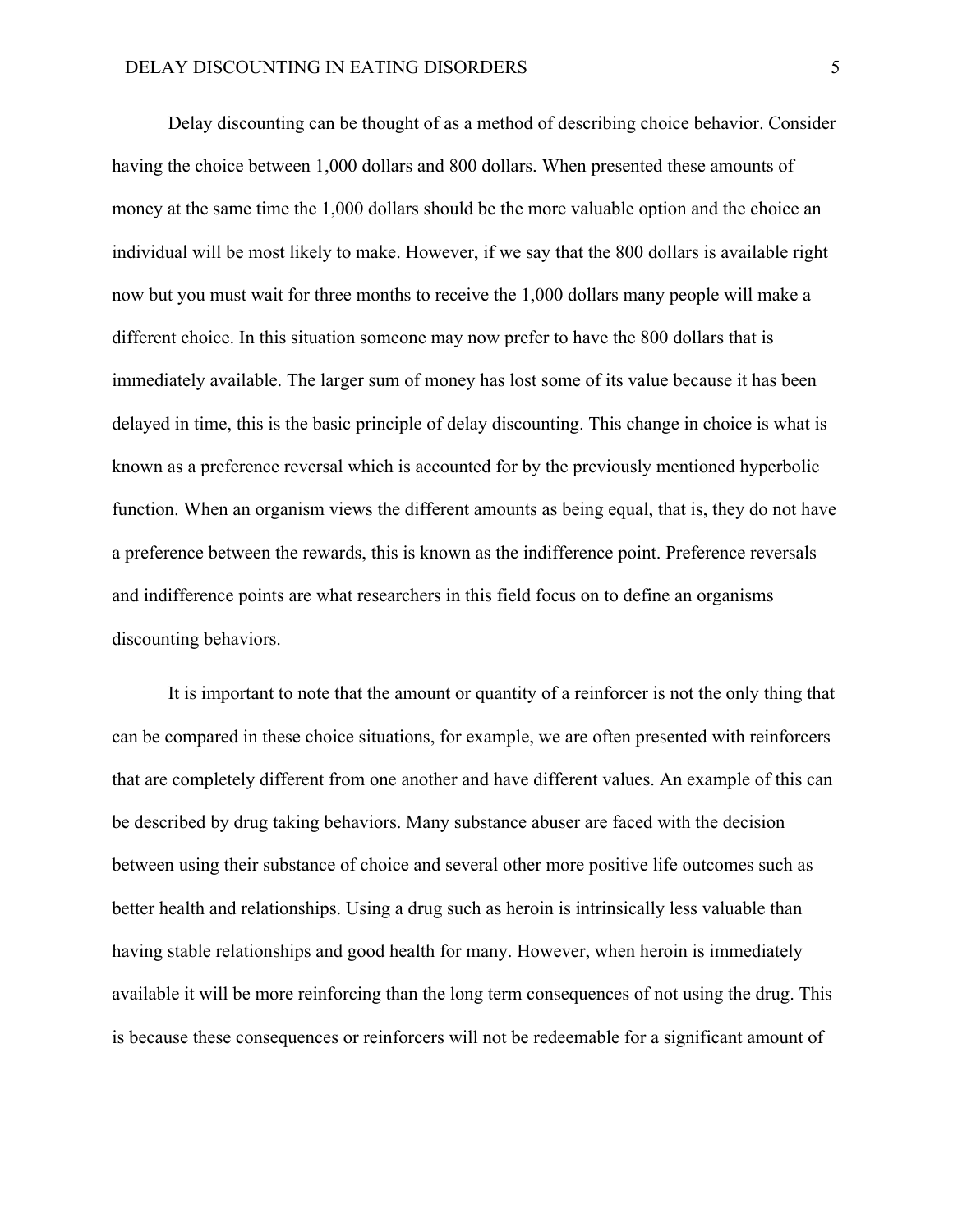Delay discounting can be thought of as a method of describing choice behavior. Consider having the choice between 1,000 dollars and 800 dollars. When presented these amounts of money at the same time the 1,000 dollars should be the more valuable option and the choice an individual will be most likely to make. However, if we say that the 800 dollars is available right now but you must wait for three months to receive the 1,000 dollars many people will make a different choice. In this situation someone may now prefer to have the 800 dollars that is immediately available. The larger sum of money has lost some of its value because it has been delayed in time, this is the basic principle of delay discounting. This change in choice is what is known as a preference reversal which is accounted for by the previously mentioned hyperbolic function. When an organism views the different amounts as being equal, that is, they do not have a preference between the rewards, this is known as the indifference point. Preference reversals and indifference points are what researchers in this field focus on to define an organisms discounting behaviors.

It is important to note that the amount or quantity of a reinforcer is not the only thing that can be compared in these choice situations, for example, we are often presented with reinforcers that are completely different from one another and have different values. An example of this can be described by drug taking behaviors. Many substance abuser are faced with the decision between using their substance of choice and several other more positive life outcomes such as better health and relationships. Using a drug such as heroin is intrinsically less valuable than having stable relationships and good health for many. However, when heroin is immediately available it will be more reinforcing than the long term consequences of not using the drug. This is because these consequences or reinforcers will not be redeemable for a significant amount of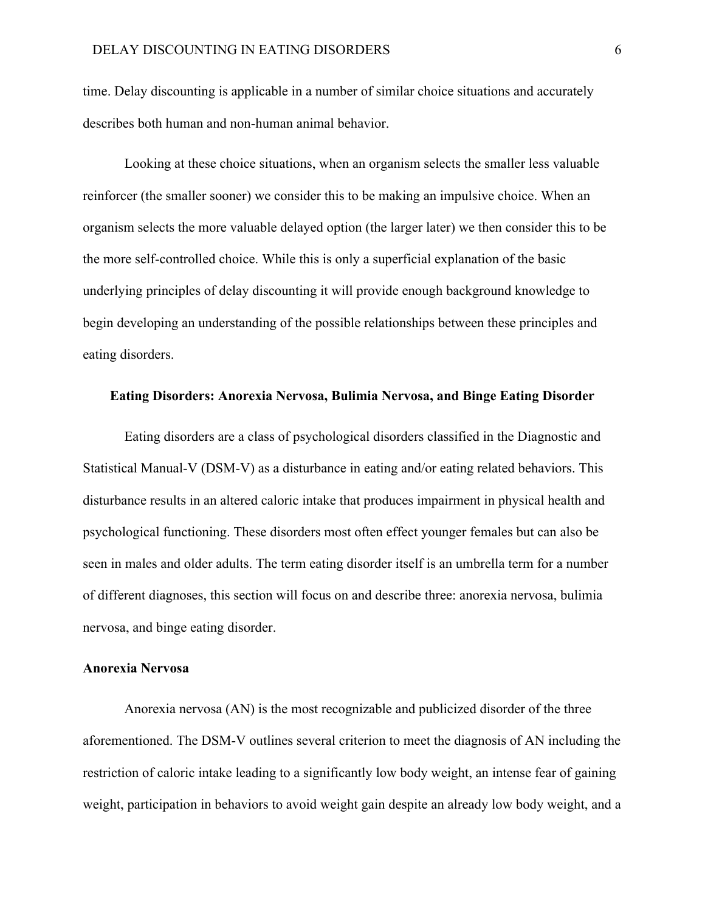time. Delay discounting is applicable in a number of similar choice situations and accurately describes both human and non-human animal behavior.

Looking at these choice situations, when an organism selects the smaller less valuable reinforcer (the smaller sooner) we consider this to be making an impulsive choice. When an organism selects the more valuable delayed option (the larger later) we then consider this to be the more self-controlled choice. While this is only a superficial explanation of the basic underlying principles of delay discounting it will provide enough background knowledge to begin developing an understanding of the possible relationships between these principles and eating disorders.

## Eating Disorders: Anorexia Nervosa, Bulimia Nervosa, and Binge Eating Disorder

Eating disorders are a class of psychological disorders classified in the Diagnostic and Statistical Manual-V (DSM-V) as a disturbance in eating and/or eating related behaviors. This disturbance results in an altered caloric intake that produces impairment in physical health and psychological functioning. These disorders most often effect younger females but can also be seen in males and older adults. The term eating disorder itself is an umbrella term for a number of different diagnoses, this section will focus on and describe three: anorexia nervosa, bulimia nervosa, and binge eating disorder.

### Anorexia Nervosa

Anorexia nervosa (AN) is the most recognizable and publicized disorder of the three aforementioned. The DSM-V outlines several criterion to meet the diagnosis of AN including the restriction of caloric intake leading to a significantly low body weight, an intense fear of gaining weight, participation in behaviors to avoid weight gain despite an already low body weight, and a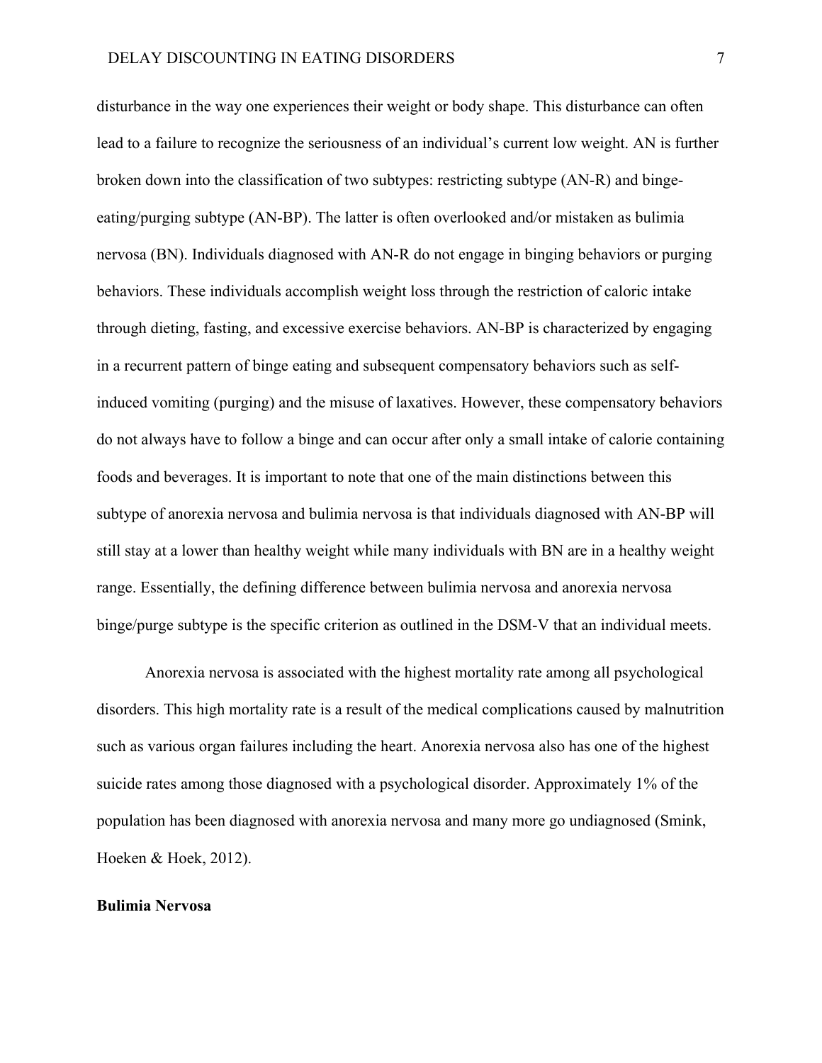disturbance in the way one experiences their weight or body shape. This disturbance can often lead to a failure to recognize the seriousness of an individual's current low weight. AN is further broken down into the classification of two subtypes: restricting subtype (AN-R) and binge-eating/purging subtype (AN-BP). The latter is often overlooked and/or mistaken as bulimia nervosa (BN). Individuals diagnosed with AN-R do not engage in binging behaviors or purging behaviors. These individuals accomplish weight loss through the restriction of caloric intake through dieting, fasting, and excessive exercise behaviors. AN-BP is characterized by engaging in a recurrent pattern of binge eating and subsequent compensatory behaviors such as self-induced vomiting (purging) and the misuse of laxatives. However, these compensatory behaviors do not always have to follow a binge and can occur after only a small intake of calorie containing foods and beverages. It is important to note that one of the main distinctions between this subtype of anorexia nervosa and bulimia nervosa is that individuals diagnosed with AN-BP will still stay at a lower than healthy weight while many individuals with BN are in a healthy weight range. Essentially, the defining difference between bulimia nervosa and anorexia nervosa binge/purge subtype is the specific criterion as outlined in the DSM-V that an individual meets.

Anorexia nervosa is associated with the highest mortality rate among all psychological disorders. This high mortality rate is a result of the medical complications caused by malnutrition such as various organ failures including the heart. Anorexia nervosa also has one of the highest suicide rates among those diagnosed with a psychological disorder. Approximately 1% of the population has been diagnosed with anorexia nervosa and many more go undiagnosed (Smink, Hoeken & Hoek, 2012).

**Bulimia Nervosa**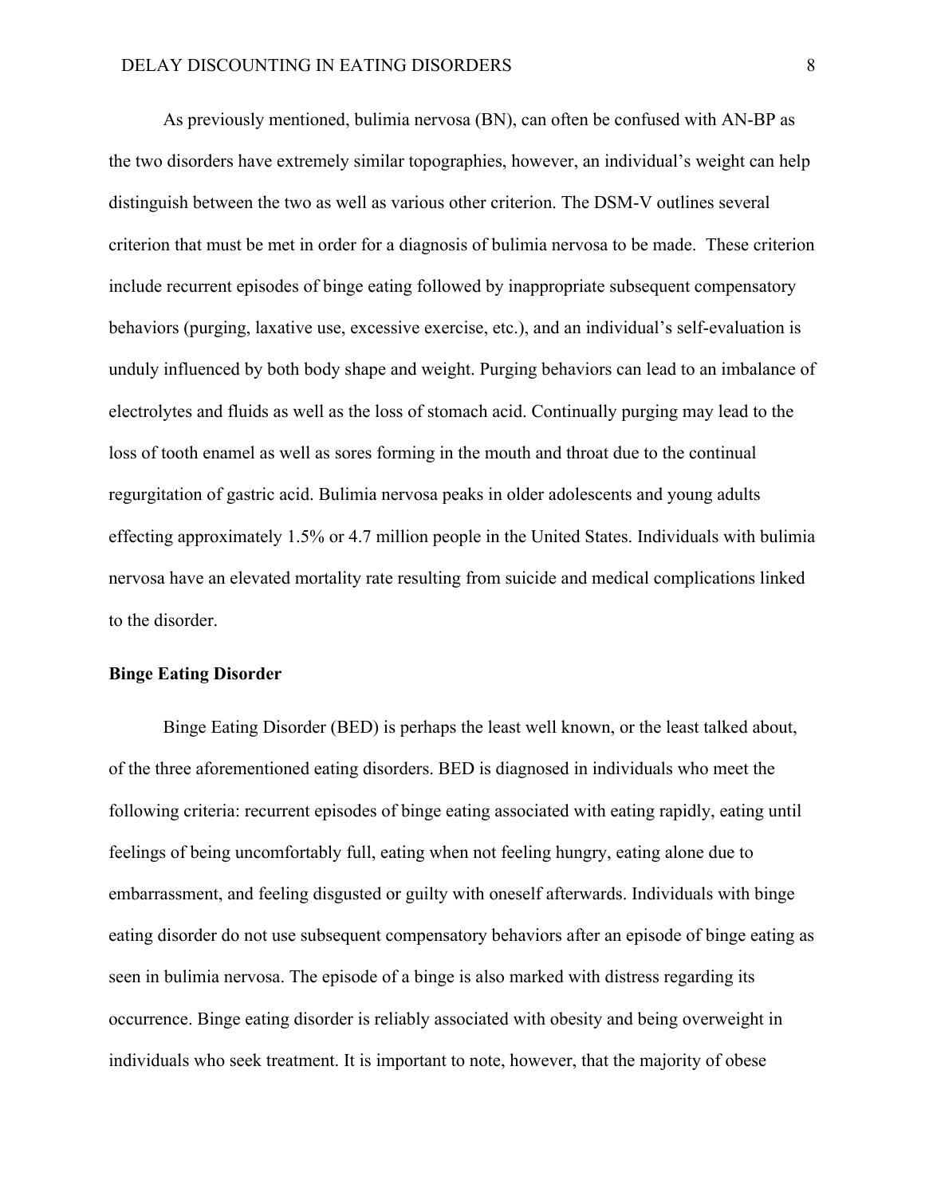As previously mentioned, bulimia nervosa (BN), can often be confused with AN-BP as the two disorders have extremely similar topographies, however, an individual's weight can help distinguish between the two as well as various other criterion. The DSM-V outlines several criterion that must be met in order for a diagnosis of bulimia nervosa to be made. These criterion include recurrent episodes of binge eating followed by inappropriate subsequent compensatory behaviors (purging, laxative use, excessive exercise, etc.), and an individual's self-evaluation is unduly influenced by both body shape and weight. Purging behaviors can lead to an imbalance of electrolytes and fluids as well as the loss of stomach acid. Continually purging may lead to the loss of tooth enamel as well as sores forming in the mouth and throat due to the continual regurgitation of gastric acid. Bulimia nervosa peaks in older adolescents and young adults effecting approximately 1.5% or 4.7 million people in the United States. Individuals with bulimia nervosa have an elevated mortality rate resulting from suicide and medical complications linked to the disorder.

**Binge Eating Disorder**

Binge Eating Disorder (BED) is perhaps the least well known, or the least talked about, of the three aforementioned eating disorders. BED is diagnosed in individuals who meet the following criteria: recurrent episodes of binge eating associated with eating rapidly, eating until feelings of being uncomfortably full, eating when not feeling hungry, eating alone due to embarrassment, and feeling disgusted or guilty with oneself afterwards. Individuals with binge eating disorder do not use subsequent compensatory behaviors after an episode of binge eating as seen in bulimia nervosa. The episode of a binge is also marked with distress regarding its occurrence. Binge eating disorder is reliably associated with obesity and being overweight in individuals who seek treatment. It is important to note, however, that the majority of obese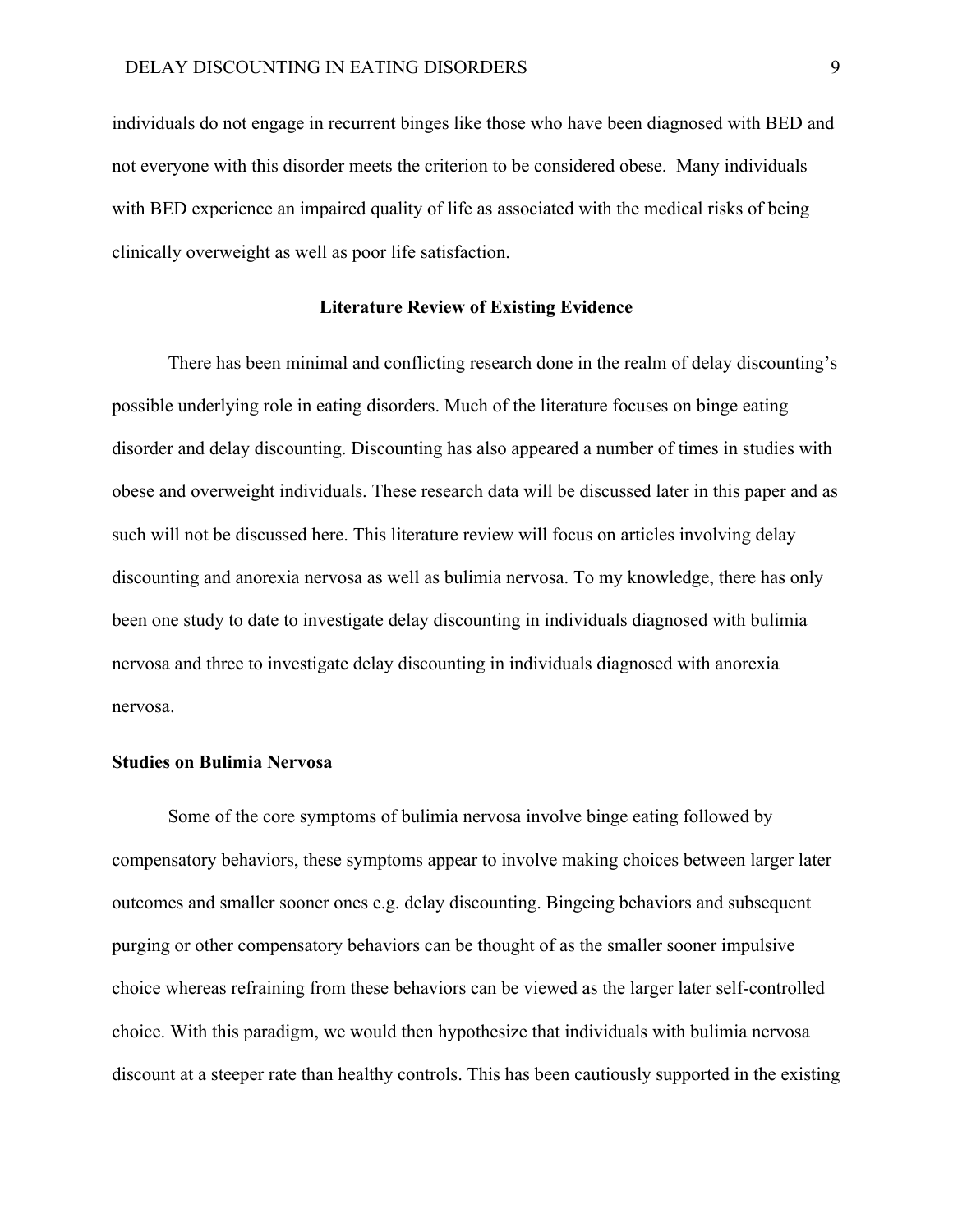individuals do not engage in recurrent binges like those who have been diagnosed with BED and not everyone with this disorder meets the criterion to be considered obese. Many individuals with BED experience an impaired quality of life as associated with the medical risks of being clinically overweight as well as poor life satisfaction.

## Literature Review of Existing Evidence

There has been minimal and conflicting research done in the realm of delay discounting's possible underlying role in eating disorders. Much of the literature focuses on binge eating disorder and delay discounting. Discounting has also appeared a number of times in studies with obese and overweight individuals. These research data will be discussed later in this paper and as such will not be discussed here. This literature review will focus on articles involving delay discounting and anorexia nervosa as well as bulimia nervosa. To my knowledge, there has only been one study to date to investigate delay discounting in individuals diagnosed with bulimia nervosa and three to investigate delay discounting in individuals diagnosed with anorexia nervosa.

### Studies on Bulimia Nervosa

Some of the core symptoms of bulimia nervosa involve binge eating followed by compensatory behaviors, these symptoms appear to involve making choices between larger later outcomes and smaller sooner ones e.g. delay discounting. Bingeing behaviors and subsequent purging or other compensatory behaviors can be thought of as the smaller sooner impulsive choice whereas refraining from these behaviors can be viewed as the larger later self-controlled choice. With this paradigm, we would then hypothesize that individuals with bulimia nervosa discount at a steeper rate than healthy controls. This has been cautiously supported in the existing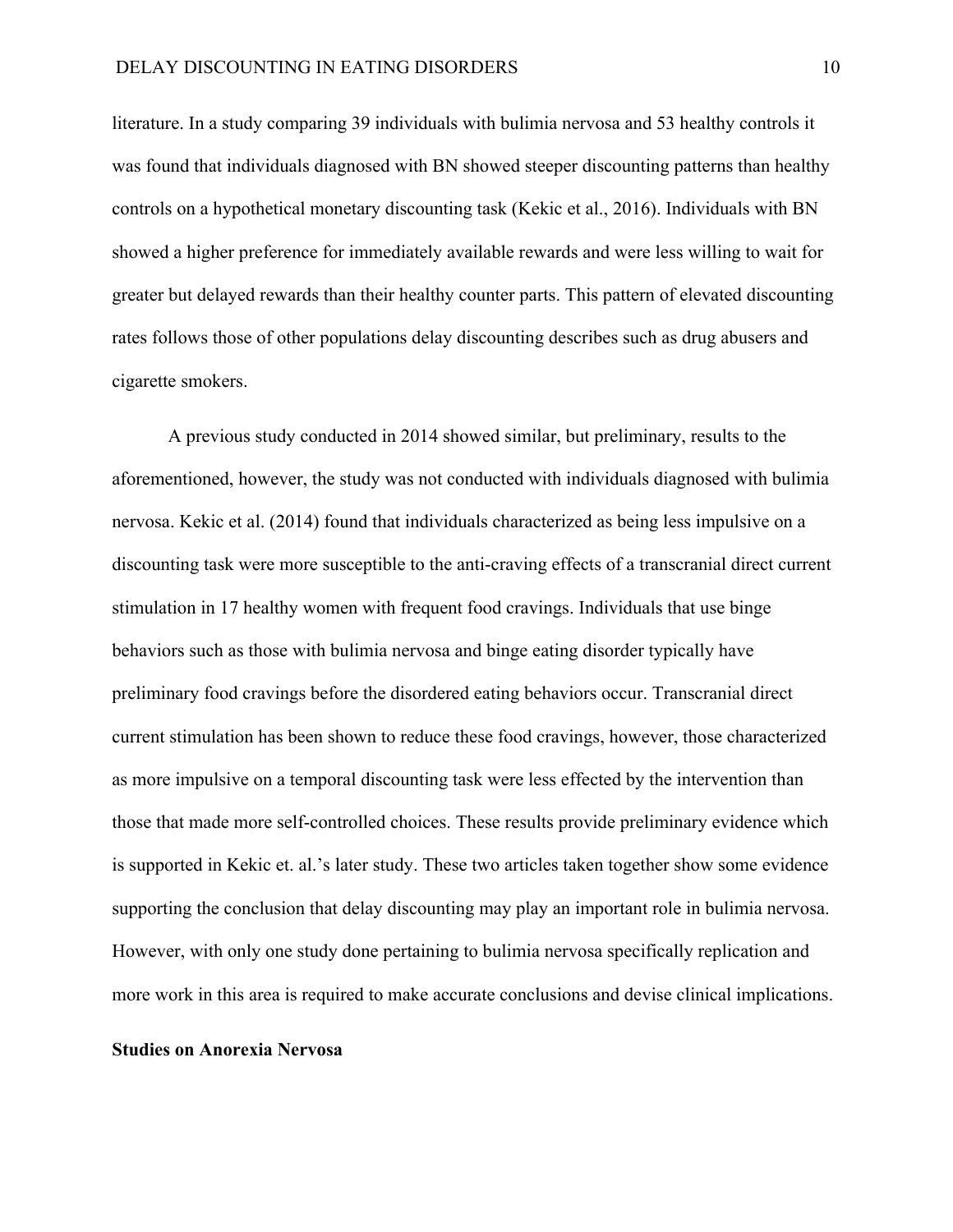literature. In a study comparing 39 individuals with bulimia nervosa and 53 healthy controls it was found that individuals diagnosed with BN showed steeper discounting patterns than healthy controls on a hypothetical monetary discounting task (Kekic et al., 2016). Individuals with BN showed a higher preference for immediately available rewards and were less willing to wait for greater but delayed rewards than their healthy counter parts. This pattern of elevated discounting rates follows those of other populations delay discounting describes such as drug abusers and cigarette smokers.

A previous study conducted in 2014 showed similar, but preliminary, results to the aforementioned, however, the study was not conducted with individuals diagnosed with bulimia nervosa. Kekic et al. (2014) found that individuals characterized as being less impulsive on a discounting task were more susceptible to the anti-craving effects of a transcranial direct current stimulation in 17 healthy women with frequent food cravings. Individuals that use binge behaviors such as those with bulimia nervosa and binge eating disorder typically have preliminary food cravings before the disordered eating behaviors occur. Transcranial direct current stimulation has been shown to reduce these food cravings, however, those characterized as more impulsive on a temporal discounting task were less effected by the intervention than those that made more self-controlled choices. These results provide preliminary evidence which is supported in Kekic et. al.'s later study. These two articles taken together show some evidence supporting the conclusion that delay discounting may play an important role in bulimia nervosa. However, with only one study done pertaining to bulimia nervosa specifically replication and more work in this area is required to make accurate conclusions and devise clinical implications.

**Studies on Anorexia Nervosa**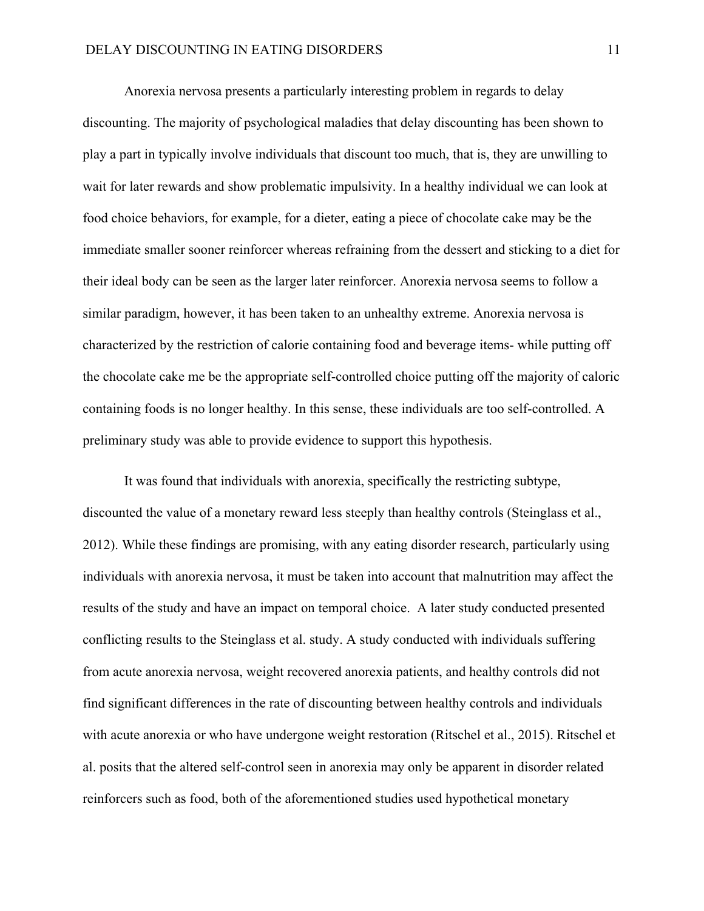Anorexia nervosa presents a particularly interesting problem in regards to delay discounting. The majority of psychological maladies that delay discounting has been shown to play a part in typically involve individuals that discount too much, that is, they are unwilling to wait for later rewards and show problematic impulsivity. In a healthy individual we can look at food choice behaviors, for example, for a dieter, eating a piece of chocolate cake may be the immediate smaller sooner reinforcer whereas refraining from the dessert and sticking to a diet for their ideal body can be seen as the larger later reinforcer. Anorexia nervosa seems to follow a similar paradigm, however, it has been taken to an unhealthy extreme. Anorexia nervosa is characterized by the restriction of calorie containing food and beverage items- while putting off the chocolate cake me be the appropriate self-controlled choice putting off the majority of caloric containing foods is no longer healthy. In this sense, these individuals are too self-controlled. A preliminary study was able to provide evidence to support this hypothesis.

It was found that individuals with anorexia, specifically the restricting subtype, discounted the value of a monetary reward less steeply than healthy controls (Steinglass et al., 2012). While these findings are promising, with any eating disorder research, particularly using individuals with anorexia nervosa, it must be taken into account that malnutrition may affect the results of the study and have an impact on temporal choice. A later study conducted presented conflicting results to the Steinglass et al. study. A study conducted with individuals suffering from acute anorexia nervosa, weight recovered anorexia patients, and healthy controls did not find significant differences in the rate of discounting between healthy controls and individuals with acute anorexia or who have undergone weight restoration (Ritschel et al., 2015). Ritschel et al. posits that the altered self-control seen in anorexia may only be apparent in disorder related reinforcers such as food, both of the aforementioned studies used hypothetical monetary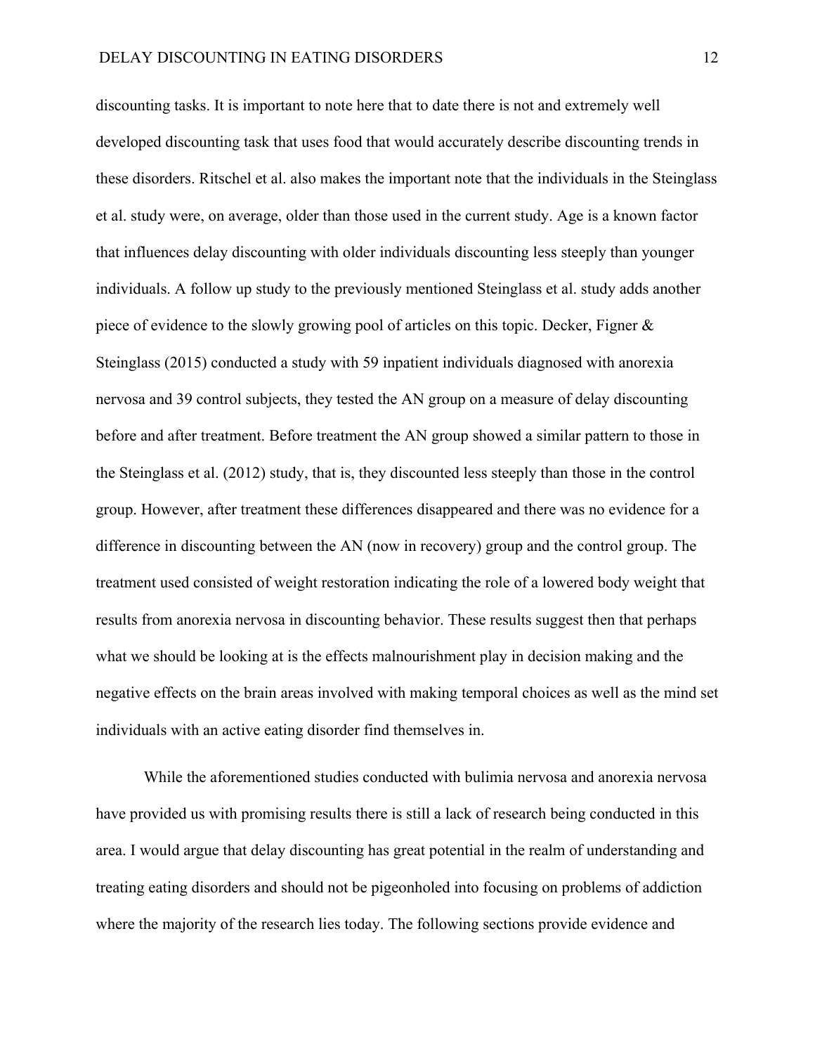discounting tasks. It is important to note here that to date there is not and extremely well developed discounting task that uses food that would accurately describe discounting trends in these disorders. Ritschel et al. also makes the important note that the individuals in the Steinglass et al. study were, on average, older than those used in the current study. Age is a known factor that influences delay discounting with older individuals discounting less steeply than younger individuals. A follow up study to the previously mentioned Steinglass et al. study adds another piece of evidence to the slowly growing pool of articles on this topic. Decker, Figner & Steinglass (2015) conducted a study with 59 inpatient individuals diagnosed with anorexia nervosa and 39 control subjects, they tested the AN group on a measure of delay discounting before and after treatment. Before treatment the AN group showed a similar pattern to those in the Steinglass et al. (2012) study, that is, they discounted less steeply than those in the control group. However, after treatment these differences disappeared and there was no evidence for a difference in discounting between the AN (now in recovery) group and the control group. The treatment used consisted of weight restoration indicating the role of a lowered body weight that results from anorexia nervosa in discounting behavior. These results suggest then that perhaps what we should be looking at is the effects malnourishment play in decision making and the negative effects on the brain areas involved with making temporal choices as well as the mind set individuals with an active eating disorder find themselves in.

While the aforementioned studies conducted with bulimia nervosa and anorexia nervosa have provided us with promising results there is still a lack of research being conducted in this area. I would argue that delay discounting has great potential in the realm of understanding and treating eating disorders and should not be pigeonholed into focusing on problems of addiction where the majority of the research lies today. The following sections provide evidence and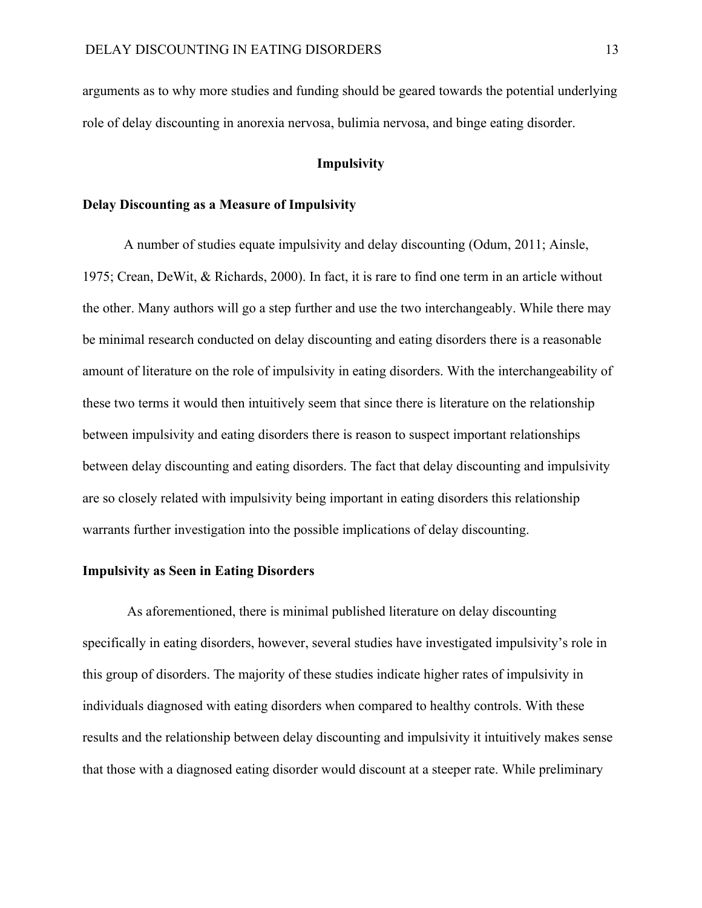arguments as to why more studies and funding should be geared towards the potential underlying role of delay discounting in anorexia nervosa, bulimia nervosa, and binge eating disorder.

## Impulsivity

### Delay Discounting as a Measure of Impulsivity

A number of studies equate impulsivity and delay discounting (Odum, 2011; Ainsle, 1975; Crean, DeWit, & Richards, 2000). In fact, it is rare to find one term in an article without the other. Many authors will go a step further and use the two interchangeably. While there may be minimal research conducted on delay discounting and eating disorders there is a reasonable amount of literature on the role of impulsivity in eating disorders. With the interchangeability of these two terms it would then intuitively seem that since there is literature on the relationship between impulsivity and eating disorders there is reason to suspect important relationships between delay discounting and eating disorders. The fact that delay discounting and impulsivity are so closely related with impulsivity being important in eating disorders this relationship warrants further investigation into the possible implications of delay discounting.

### Impulsivity as Seen in Eating Disorders

As aforementioned, there is minimal published literature on delay discounting specifically in eating disorders, however, several studies have investigated impulsivity's role in this group of disorders. The majority of these studies indicate higher rates of impulsivity in individuals diagnosed with eating disorders when compared to healthy controls. With these results and the relationship between delay discounting and impulsivity it intuitively makes sense that those with a diagnosed eating disorder would discount at a steeper rate. While preliminary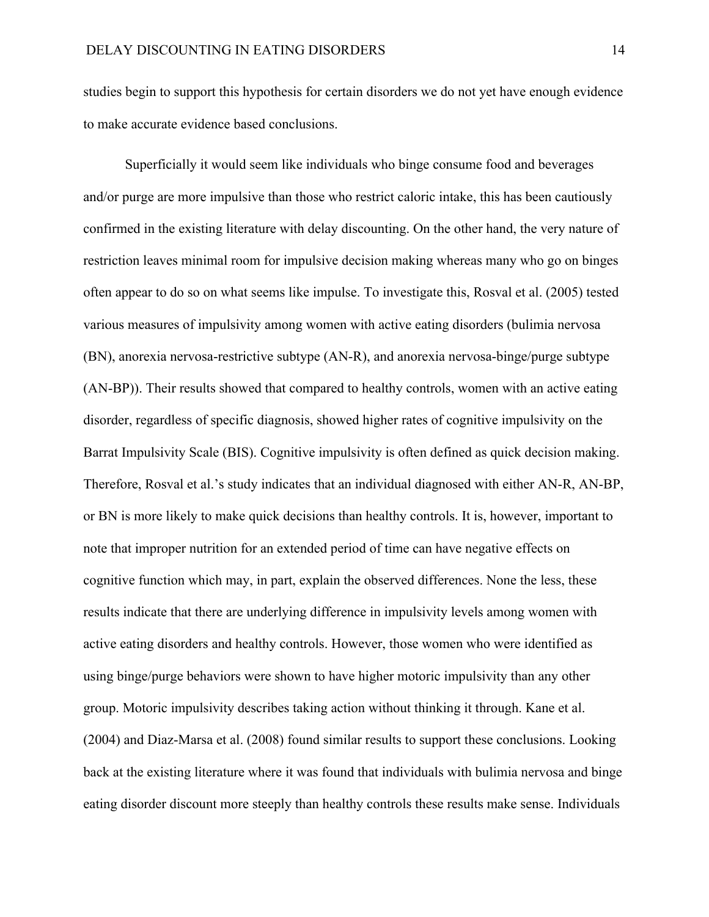studies begin to support this hypothesis for certain disorders we do not yet have enough evidence to make accurate evidence based conclusions.

Superficially it would seem like individuals who binge consume food and beverages and/or purge are more impulsive than those who restrict caloric intake, this has been cautiously confirmed in the existing literature with delay discounting. On the other hand, the very nature of restriction leaves minimal room for impulsive decision making whereas many who go on binges often appear to do so on what seems like impulse. To investigate this, Rosval et al. (2005) tested various measures of impulsivity among women with active eating disorders (bulimia nervosa (BN), anorexia nervosa-restrictive subtype (AN-R), and anorexia nervosa-binge/purge subtype (AN-BP)). Their results showed that compared to healthy controls, women with an active eating disorder, regardless of specific diagnosis, showed higher rates of cognitive impulsivity on the Barrat Impulsivity Scale (BIS). Cognitive impulsivity is often defined as quick decision making. Therefore, Rosval et al.'s study indicates that an individual diagnosed with either AN-R, AN-BP, or BN is more likely to make quick decisions than healthy controls. It is, however, important to note that improper nutrition for an extended period of time can have negative effects on cognitive function which may, in part, explain the observed differences. None the less, these results indicate that there are underlying difference in impulsivity levels among women with active eating disorders and healthy controls. However, those women who were identified as using binge/purge behaviors were shown to have higher motoric impulsivity than any other group. Motoric impulsivity describes taking action without thinking it through. Kane et al. (2004) and Diaz-Marsa et al. (2008) found similar results to support these conclusions. Looking back at the existing literature where it was found that individuals with bulimia nervosa and binge eating disorder discount more steeply than healthy controls these results make sense. Individuals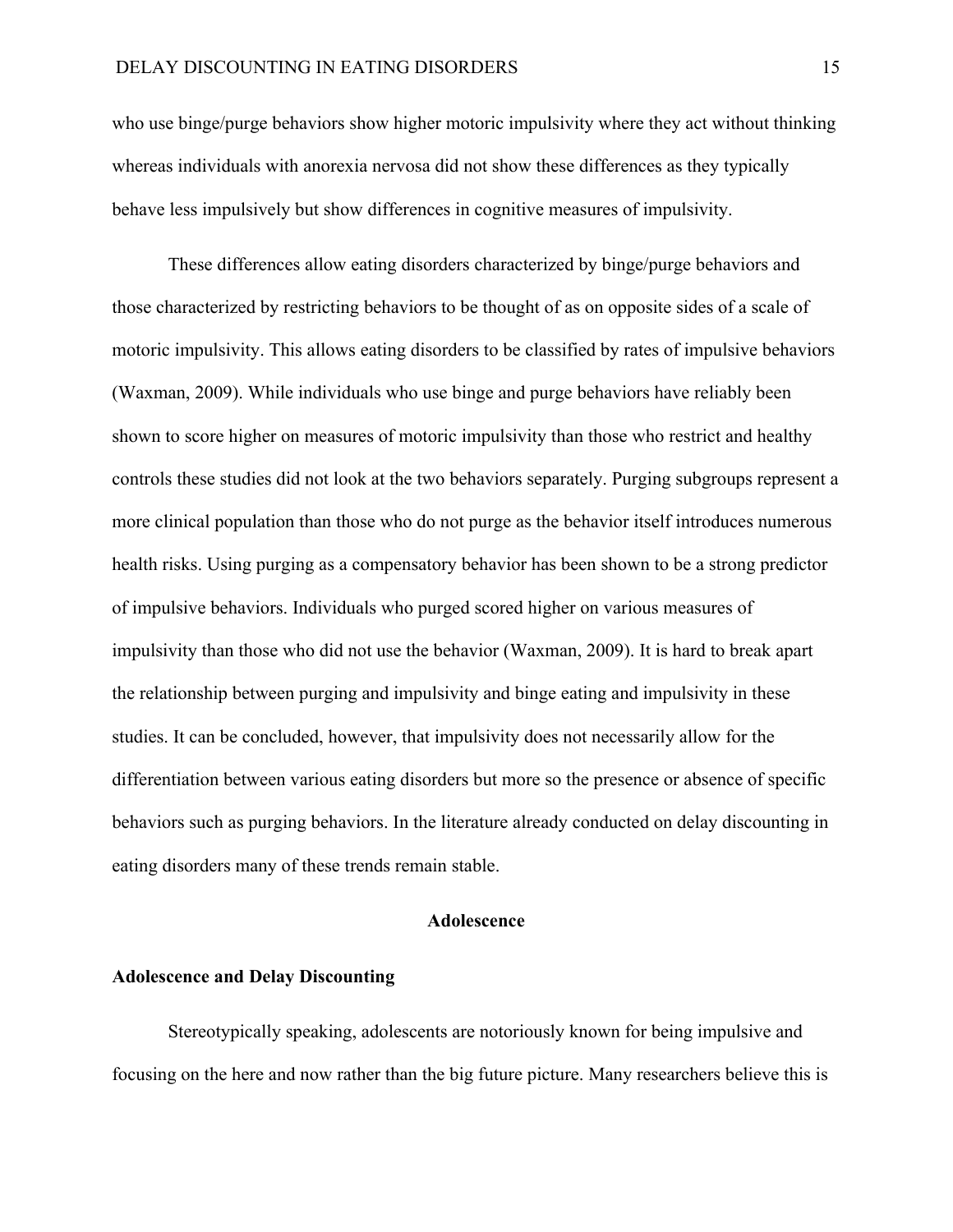who use binge/purge behaviors show higher motoric impulsivity where they act without thinking whereas individuals with anorexia nervosa did not show these differences as they typically behave less impulsively but show differences in cognitive measures of impulsivity.

These differences allow eating disorders characterized by binge/purge behaviors and those characterized by restricting behaviors to be thought of as on opposite sides of a scale of motoric impulsivity. This allows eating disorders to be classified by rates of impulsive behaviors (Waxman, 2009). While individuals who use binge and purge behaviors have reliably been shown to score higher on measures of motoric impulsivity than those who restrict and healthy controls these studies did not look at the two behaviors separately. Purging subgroups represent a more clinical population than those who do not purge as the behavior itself introduces numerous health risks. Using purging as a compensatory behavior has been shown to be a strong predictor of impulsive behaviors. Individuals who purged scored higher on various measures of impulsivity than those who did not use the behavior (Waxman, 2009). It is hard to break apart the relationship between purging and impulsivity and binge eating and impulsivity in these studies. It can be concluded, however, that impulsivity does not necessarily allow for the differentiation between various eating disorders but more so the presence or absence of specific behaviors such as purging behaviors. In the literature already conducted on delay discounting in eating disorders many of these trends remain stable.

## Adolescence

### Adolescence and Delay Discounting

Stereotypically speaking, adolescents are notoriously known for being impulsive and focusing on the here and now rather than the big future picture. Many researchers believe this is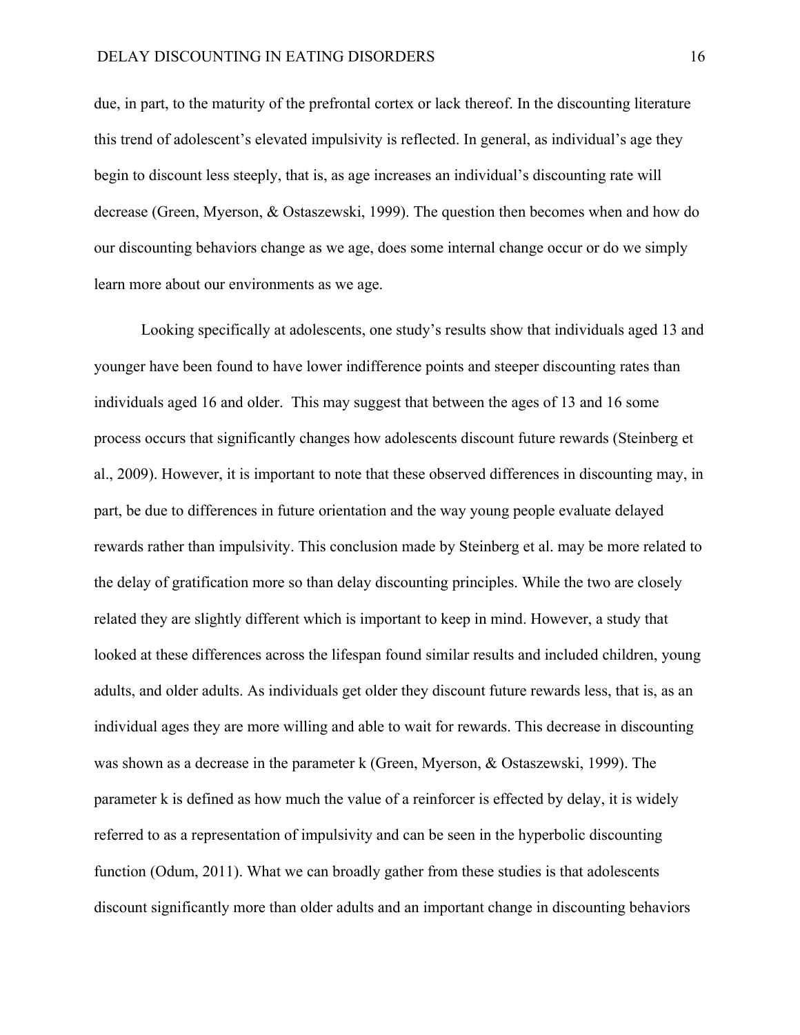due, in part, to the maturity of the prefrontal cortex or lack thereof. In the discounting literature this trend of adolescent's elevated impulsivity is reflected. In general, as individual's age they begin to discount less steeply, that is, as age increases an individual's discounting rate will decrease (Green, Myerson, & Ostaszewski, 1999). The question then becomes when and how do our discounting behaviors change as we age, does some internal change occur or do we simply learn more about our environments as we age.

Looking specifically at adolescents, one study's results show that individuals aged 13 and younger have been found to have lower indifference points and steeper discounting rates than individuals aged 16 and older. This may suggest that between the ages of 13 and 16 some process occurs that significantly changes how adolescents discount future rewards (Steinberg et al., 2009). However, it is important to note that these observed differences in discounting may, in part, be due to differences in future orientation and the way young people evaluate delayed rewards rather than impulsivity. This conclusion made by Steinberg et al. may be more related to the delay of gratification more so than delay discounting principles. While the two are closely related they are slightly different which is important to keep in mind. However, a study that looked at these differences across the lifespan found similar results and included children, young adults, and older adults. As individuals get older they discount future rewards less, that is, as an individual ages they are more willing and able to wait for rewards. This decrease in discounting was shown as a decrease in the parameter k (Green, Myerson, & Ostaszewski, 1999). The parameter k is defined as how much the value of a reinforcer is effected by delay, it is widely referred to as a representation of impulsivity and can be seen in the hyperbolic discounting function (Odum, 2011). What we can broadly gather from these studies is that adolescents discount significantly more than older adults and an important change in discounting behaviors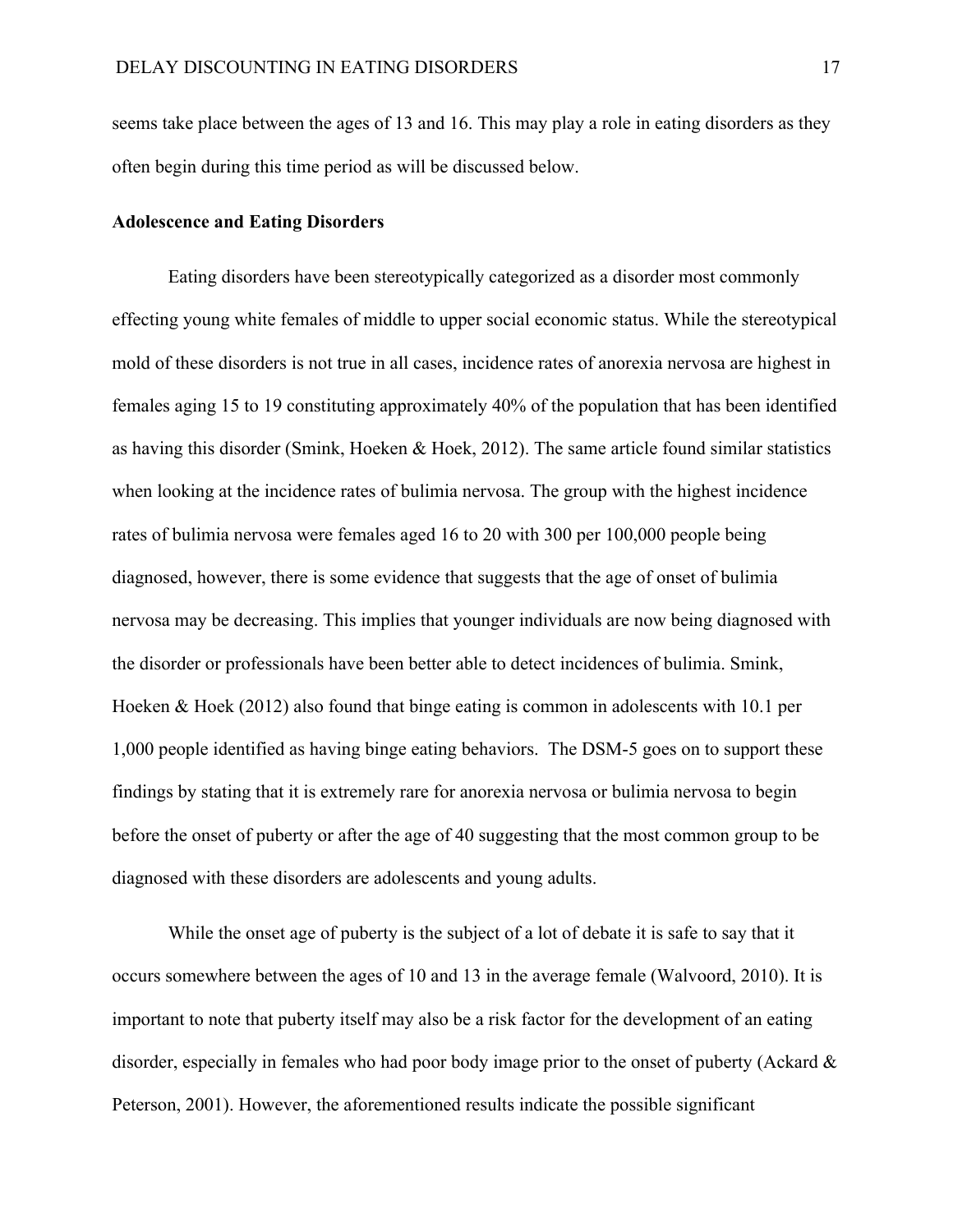seems take place between the ages of 13 and 16. This may play a role in eating disorders as they often begin during this time period as will be discussed below.

**Adolescence and Eating Disorders**

Eating disorders have been stereotypically categorized as a disorder most commonly effecting young white females of middle to upper social economic status. While the stereotypical mold of these disorders is not true in all cases, incidence rates of anorexia nervosa are highest in females aging 15 to 19 constituting approximately 40% of the population that has been identified as having this disorder (Smink, Hoeken & Hoek, 2012). The same article found similar statistics when looking at the incidence rates of bulimia nervosa. The group with the highest incidence rates of bulimia nervosa were females aged 16 to 20 with 300 per 100,000 people being diagnosed, however, there is some evidence that suggests that the age of onset of bulimia nervosa may be decreasing. This implies that younger individuals are now being diagnosed with the disorder or professionals have been better able to detect incidences of bulimia. Smink, Hoeken & Hoek (2012) also found that binge eating is common in adolescents with 10.1 per 1,000 people identified as having binge eating behaviors. The DSM-5 goes on to support these findings by stating that it is extremely rare for anorexia nervosa or bulimia nervosa to begin before the onset of puberty or after the age of 40 suggesting that the most common group to be diagnosed with these disorders are adolescents and young adults.

While the onset age of puberty is the subject of a lot of debate it is safe to say that it occurs somewhere between the ages of 10 and 13 in the average female (Walvoord, 2010). It is important to note that puberty itself may also be a risk factor for the development of an eating disorder, especially in females who had poor body image prior to the onset of puberty (Ackard & Peterson, 2001). However, the aforementioned results indicate the possible significant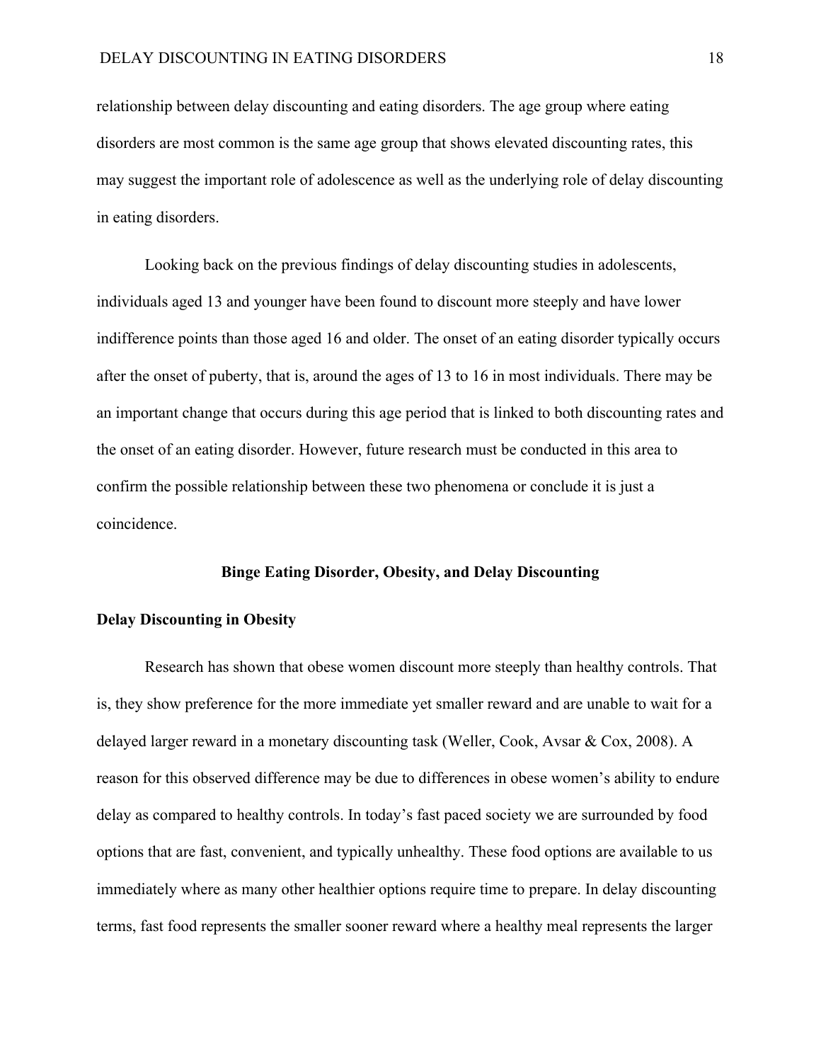relationship between delay discounting and eating disorders. The age group where eating disorders are most common is the same age group that shows elevated discounting rates, this may suggest the important role of adolescence as well as the underlying role of delay discounting in eating disorders.

Looking back on the previous findings of delay discounting studies in adolescents, individuals aged 13 and younger have been found to discount more steeply and have lower indifference points than those aged 16 and older. The onset of an eating disorder typically occurs after the onset of puberty, that is, around the ages of 13 to 16 in most individuals. There may be an important change that occurs during this age period that is linked to both discounting rates and the onset of an eating disorder. However, future research must be conducted in this area to confirm the possible relationship between these two phenomena or conclude it is just a coincidence.

## Binge Eating Disorder, Obesity, and Delay Discounting

### Delay Discounting in Obesity

Research has shown that obese women discount more steeply than healthy controls. That is, they show preference for the more immediate yet smaller reward and are unable to wait for a delayed larger reward in a monetary discounting task (Weller, Cook, Avsar & Cox, 2008). A reason for this observed difference may be due to differences in obese women's ability to endure delay as compared to healthy controls. In today's fast paced society we are surrounded by food options that are fast, convenient, and typically unhealthy. These food options are available to us immediately where as many other healthier options require time to prepare. In delay discounting terms, fast food represents the smaller sooner reward where a healthy meal represents the larger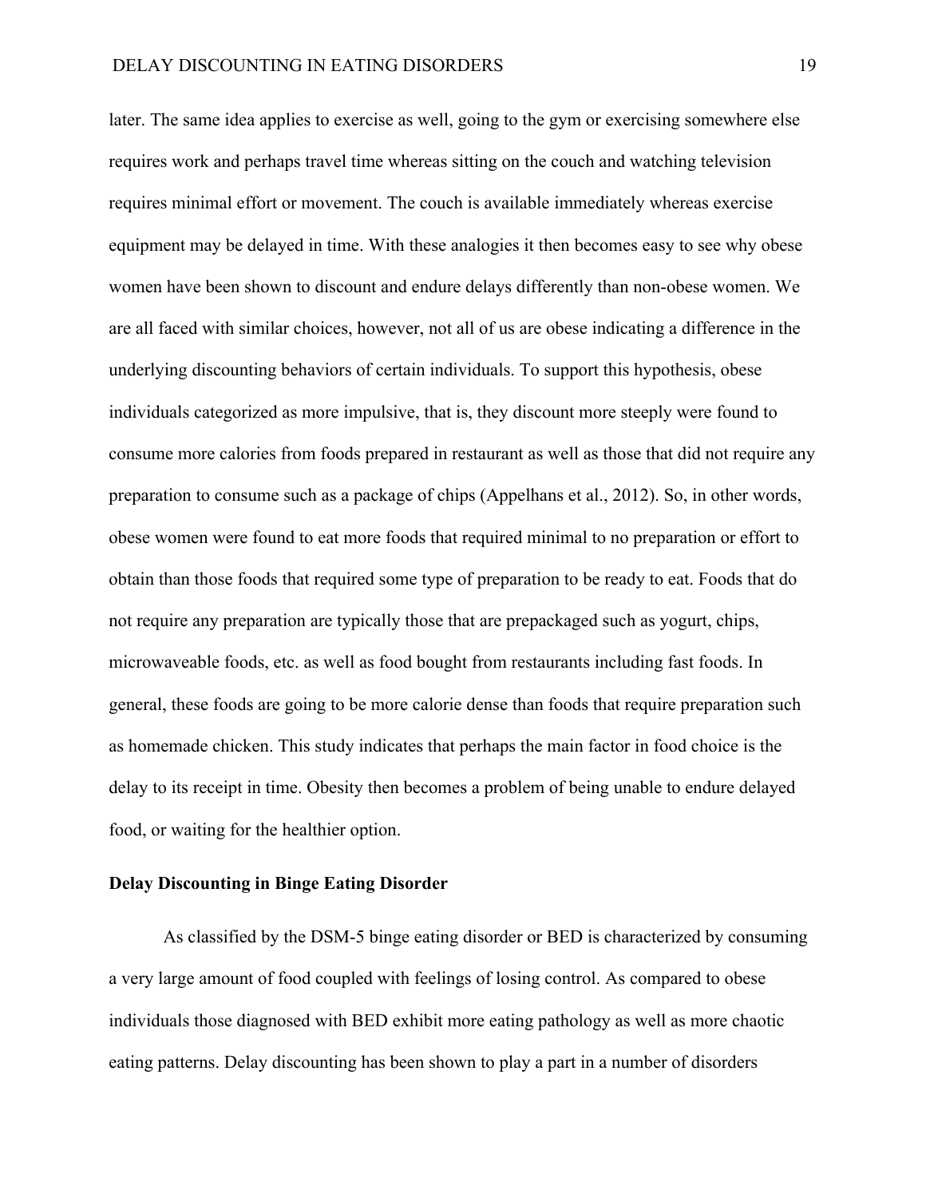later. The same idea applies to exercise as well, going to the gym or exercising somewhere else requires work and perhaps travel time whereas sitting on the couch and watching television requires minimal effort or movement. The couch is available immediately whereas exercise equipment may be delayed in time. With these analogies it then becomes easy to see why obese women have been shown to discount and endure delays differently than non-obese women. We are all faced with similar choices, however, not all of us are obese indicating a difference in the underlying discounting behaviors of certain individuals. To support this hypothesis, obese individuals categorized as more impulsive, that is, they discount more steeply were found to consume more calories from foods prepared in restaurant as well as those that did not require any preparation to consume such as a package of chips (Appelhans et al., 2012). So, in other words, obese women were found to eat more foods that required minimal to no preparation or effort to obtain than those foods that required some type of preparation to be ready to eat. Foods that do not require any preparation are typically those that are prepackaged such as yogurt, chips, microwaveable foods, etc. as well as food bought from restaurants including fast foods. In general, these foods are going to be more calorie dense than foods that require preparation such as homemade chicken. This study indicates that perhaps the main factor in food choice is the delay to its receipt in time. Obesity then becomes a problem of being unable to endure delayed food, or waiting for the healthier option.

**Delay Discounting in Binge Eating Disorder**

As classified by the DSM-5 binge eating disorder or BED is characterized by consuming a very large amount of food coupled with feelings of losing control. As compared to obese individuals those diagnosed with BED exhibit more eating pathology as well as more chaotic eating patterns. Delay discounting has been shown to play a part in a number of disorders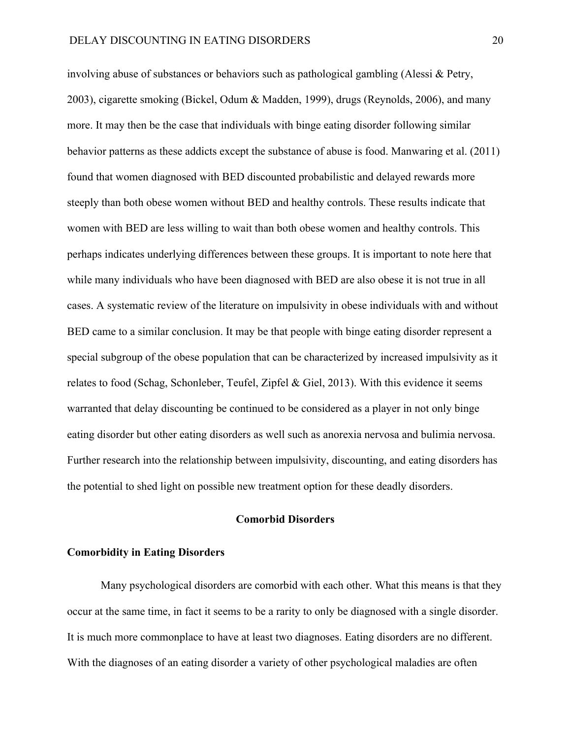involving abuse of substances or behaviors such as pathological gambling (Alessi & Petry, 2003), cigarette smoking (Bickel, Odum & Madden, 1999), drugs (Reynolds, 2006), and many more. It may then be the case that individuals with binge eating disorder following similar behavior patterns as these addicts except the substance of abuse is food. Manwaring et al. (2011) found that women diagnosed with BED discounted probabilistic and delayed rewards more steeply than both obese women without BED and healthy controls. These results indicate that women with BED are less willing to wait than both obese women and healthy controls. This perhaps indicates underlying differences between these groups. It is important to note here that while many individuals who have been diagnosed with BED are also obese it is not true in all cases. A systematic review of the literature on impulsivity in obese individuals with and without BED came to a similar conclusion. It may be that people with binge eating disorder represent a special subgroup of the obese population that can be characterized by increased impulsivity as it relates to food (Schag, Schonleber, Teufel, Zipfel & Giel, 2013). With this evidence it seems warranted that delay discounting be continued to be considered as a player in not only binge eating disorder but other eating disorders as well such as anorexia nervosa and bulimia nervosa. Further research into the relationship between impulsivity, discounting, and eating disorders has the potential to shed light on possible new treatment option for these deadly disorders.

## Comorbid Disorders

### Comorbidity in Eating Disorders

Many psychological disorders are comorbid with each other. What this means is that they occur at the same time, in fact it seems to be a rarity to only be diagnosed with a single disorder. It is much more commonplace to have at least two diagnoses. Eating disorders are no different. With the diagnoses of an eating disorder a variety of other psychological maladies are often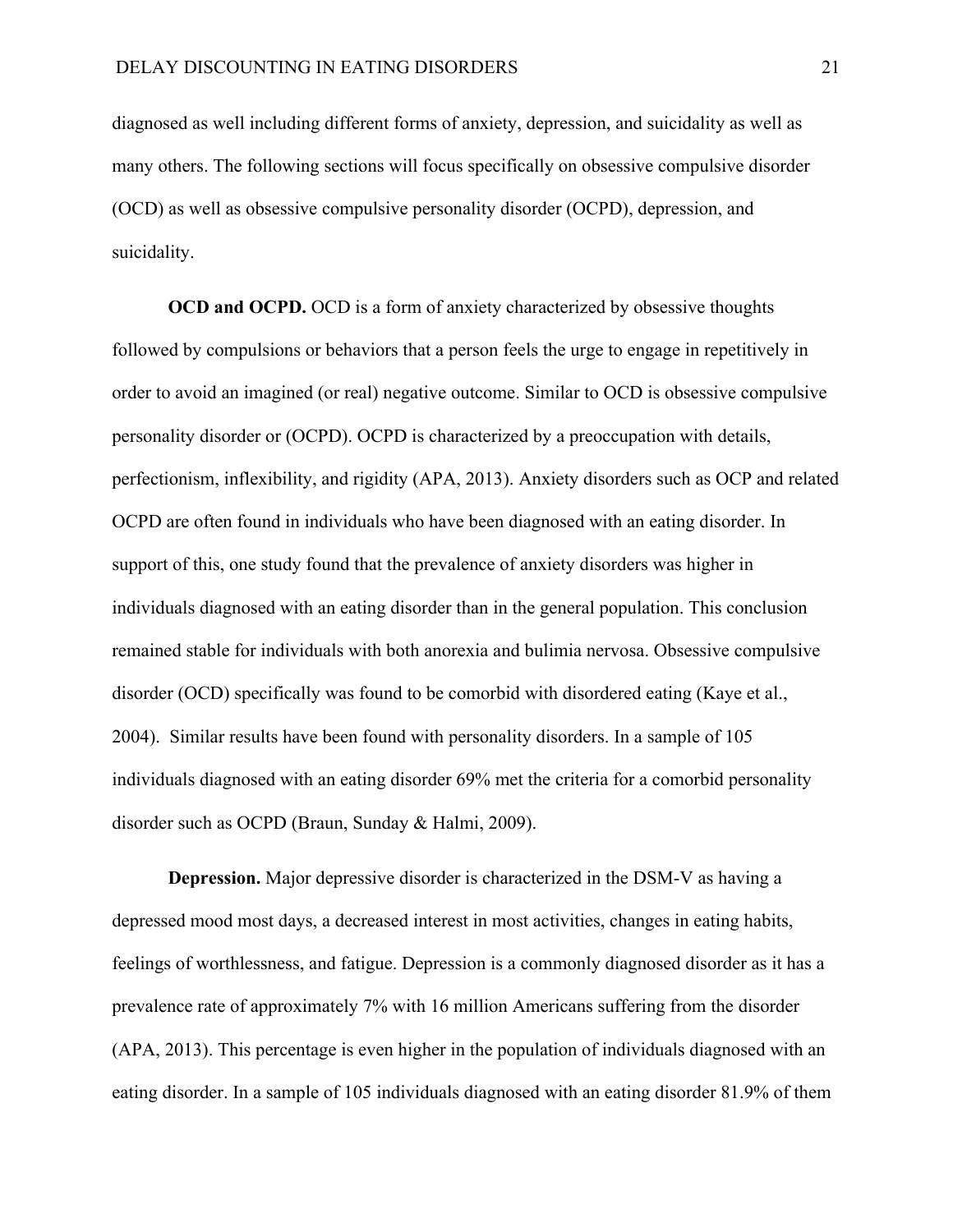diagnosed as well including different forms of anxiety, depression, and suicidality as well as many others. The following sections will focus specifically on obsessive compulsive disorder (OCD) as well as obsessive compulsive personality disorder (OCPD), depression, and suicidality.

**OCD and OCPD.** OCD is a form of anxiety characterized by obsessive thoughts followed by compulsions or behaviors that a person feels the urge to engage in repetitively in order to avoid an imagined (or real) negative outcome. Similar to OCD is obsessive compulsive personality disorder or (OCPD). OCPD is characterized by a preoccupation with details, perfectionism, inflexibility, and rigidity (APA, 2013). Anxiety disorders such as OCP and related OCPD are often found in individuals who have been diagnosed with an eating disorder. In support of this, one study found that the prevalence of anxiety disorders was higher in individuals diagnosed with an eating disorder than in the general population. This conclusion remained stable for individuals with both anorexia and bulimia nervosa. Obsessive compulsive disorder (OCD) specifically was found to be comorbid with disordered eating (Kaye et al., 2004). Similar results have been found with personality disorders. In a sample of 105 individuals diagnosed with an eating disorder 69% met the criteria for a comorbid personality disorder such as OCPD (Braun, Sunday & Halmi, 2009).

**Depression.** Major depressive disorder is characterized in the DSM-V as having a depressed mood most days, a decreased interest in most activities, changes in eating habits, feelings of worthlessness, and fatigue. Depression is a commonly diagnosed disorder as it has a prevalence rate of approximately 7% with 16 million Americans suffering from the disorder (APA, 2013). This percentage is even higher in the population of individuals diagnosed with an eating disorder. In a sample of 105 individuals diagnosed with an eating disorder 81.9% of them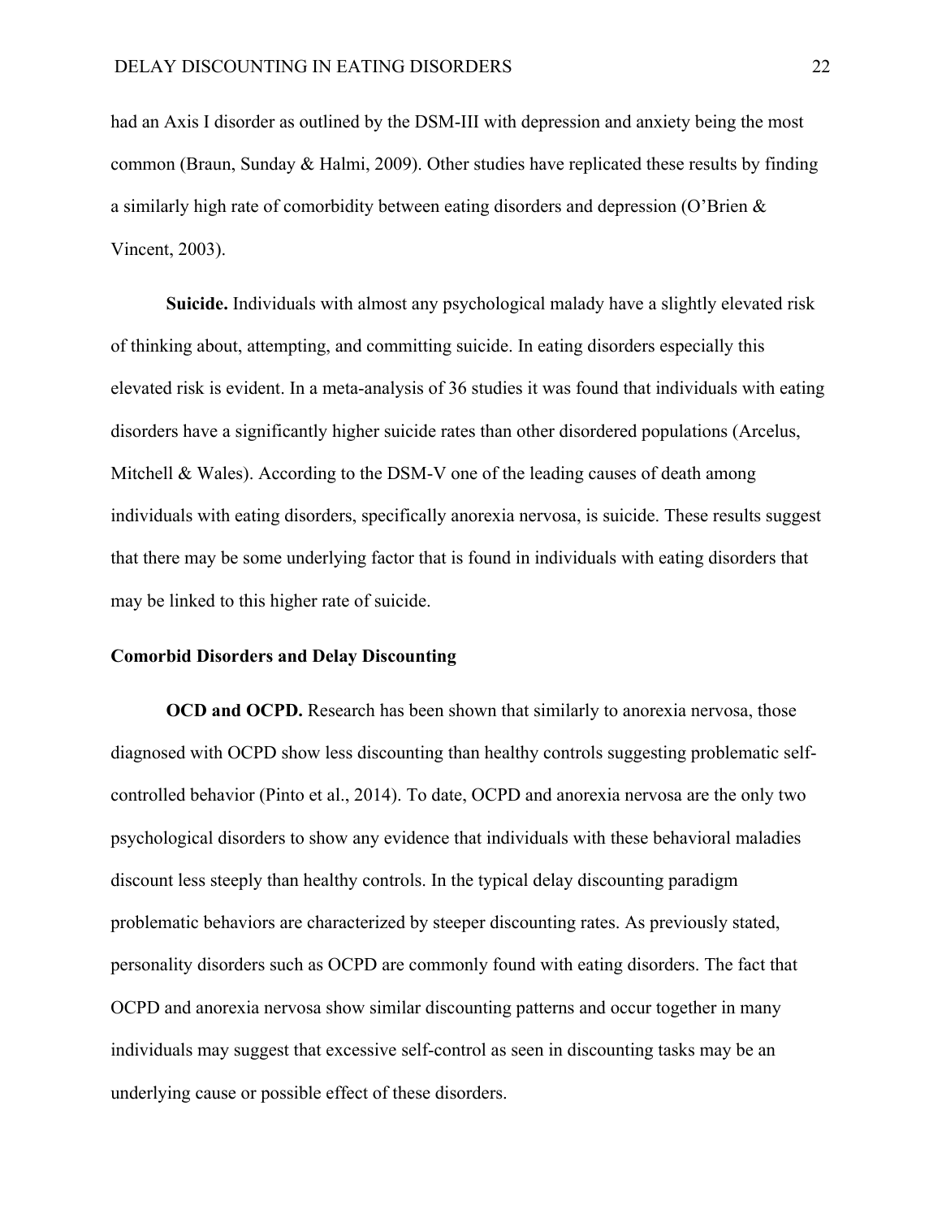had an Axis I disorder as outlined by the DSM-III with depression and anxiety being the most common (Braun, Sunday & Halmi, 2009). Other studies have replicated these results by finding a similarly high rate of comorbidity between eating disorders and depression (O'Brien & Vincent, 2003).

**Suicide.** Individuals with almost any psychological malady have a slightly elevated risk of thinking about, attempting, and committing suicide. In eating disorders especially this elevated risk is evident. In a meta-analysis of 36 studies it was found that individuals with eating disorders have a significantly higher suicide rates than other disordered populations (Arcelus, Mitchell & Wales). According to the DSM-V one of the leading causes of death among individuals with eating disorders, specifically anorexia nervosa, is suicide. These results suggest that there may be some underlying factor that is found in individuals with eating disorders that may be linked to this higher rate of suicide.

### Comorbid Disorders and Delay Discounting

**OCD and OCPD.** Research has been shown that similarly to anorexia nervosa, those diagnosed with OCPD show less discounting than healthy controls suggesting problematic self-controlled behavior (Pinto et al., 2014). To date, OCPD and anorexia nervosa are the only two psychological disorders to show any evidence that individuals with these behavioral maladies discount less steeply than healthy controls. In the typical delay discounting paradigm problematic behaviors are characterized by steeper discounting rates. As previously stated, personality disorders such as OCPD are commonly found with eating disorders. The fact that OCPD and anorexia nervosa show similar discounting patterns and occur together in many individuals may suggest that excessive self-control as seen in discounting tasks may be an underlying cause or possible effect of these disorders.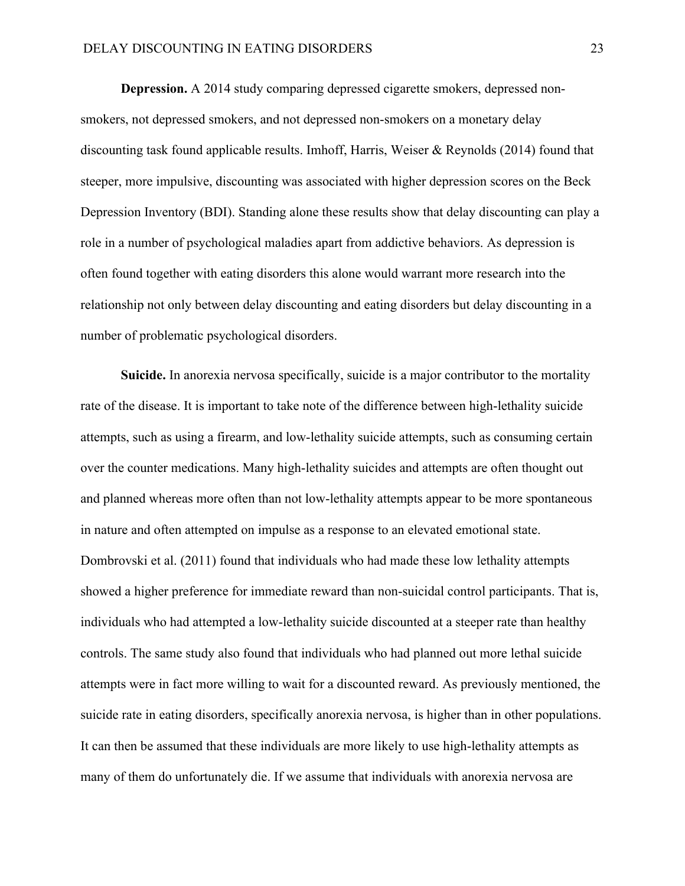**Depression.** A 2014 study comparing depressed cigarette smokers, depressed non-smokers, not depressed smokers, and not depressed non-smokers on a monetary delay discounting task found applicable results. Imhoff, Harris, Weiser & Reynolds (2014) found that steeper, more impulsive, discounting was associated with higher depression scores on the Beck Depression Inventory (BDI). Standing alone these results show that delay discounting can play a role in a number of psychological maladies apart from addictive behaviors. As depression is often found together with eating disorders this alone would warrant more research into the relationship not only between delay discounting and eating disorders but delay discounting in a number of problematic psychological disorders.

**Suicide.** In anorexia nervosa specifically, suicide is a major contributor to the mortality rate of the disease. It is important to take note of the difference between high-lethality suicide attempts, such as using a firearm, and low-lethality suicide attempts, such as consuming certain over the counter medications. Many high-lethality suicides and attempts are often thought out and planned whereas more often than not low-lethality attempts appear to be more spontaneous in nature and often attempted on impulse as a response to an elevated emotional state. Dombrovski et al. (2011) found that individuals who had made these low lethality attempts showed a higher preference for immediate reward than non-suicidal control participants. That is, individuals who had attempted a low-lethality suicide discounted at a steeper rate than healthy controls. The same study also found that individuals who had planned out more lethal suicide attempts were in fact more willing to wait for a discounted reward. As previously mentioned, the suicide rate in eating disorders, specifically anorexia nervosa, is higher than in other populations. It can then be assumed that these individuals are more likely to use high-lethality attempts as many of them do unfortunately die. If we assume that individuals with anorexia nervosa are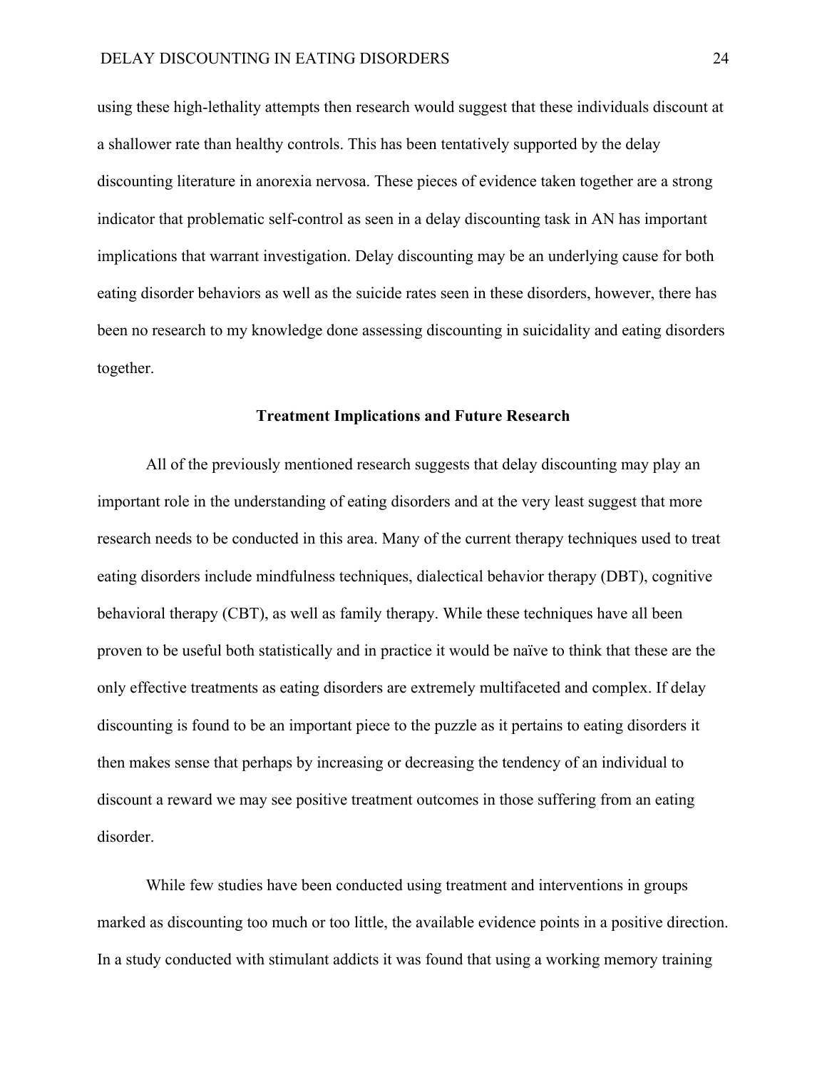using these high-lethality attempts then research would suggest that these individuals discount at a shallower rate than healthy controls. This has been tentatively supported by the delay discounting literature in anorexia nervosa. These pieces of evidence taken together are a strong indicator that problematic self-control as seen in a delay discounting task in AN has important implications that warrant investigation. Delay discounting may be an underlying cause for both eating disorder behaviors as well as the suicide rates seen in these disorders, however, there has been no research to my knowledge done assessing discounting in suicidality and eating disorders together.

## Treatment Implications and Future Research

All of the previously mentioned research suggests that delay discounting may play an important role in the understanding of eating disorders and at the very least suggest that more research needs to be conducted in this area. Many of the current therapy techniques used to treat eating disorders include mindfulness techniques, dialectical behavior therapy (DBT), cognitive behavioral therapy (CBT), as well as family therapy. While these techniques have all been proven to be useful both statistically and in practice it would be naïve to think that these are the only effective treatments as eating disorders are extremely multifaceted and complex. If delay discounting is found to be an important piece to the puzzle as it pertains to eating disorders it then makes sense that perhaps by increasing or decreasing the tendency of an individual to discount a reward we may see positive treatment outcomes in those suffering from an eating disorder.

While few studies have been conducted using treatment and interventions in groups marked as discounting too much or too little, the available evidence points in a positive direction. In a study conducted with stimulant addicts it was found that using a working memory training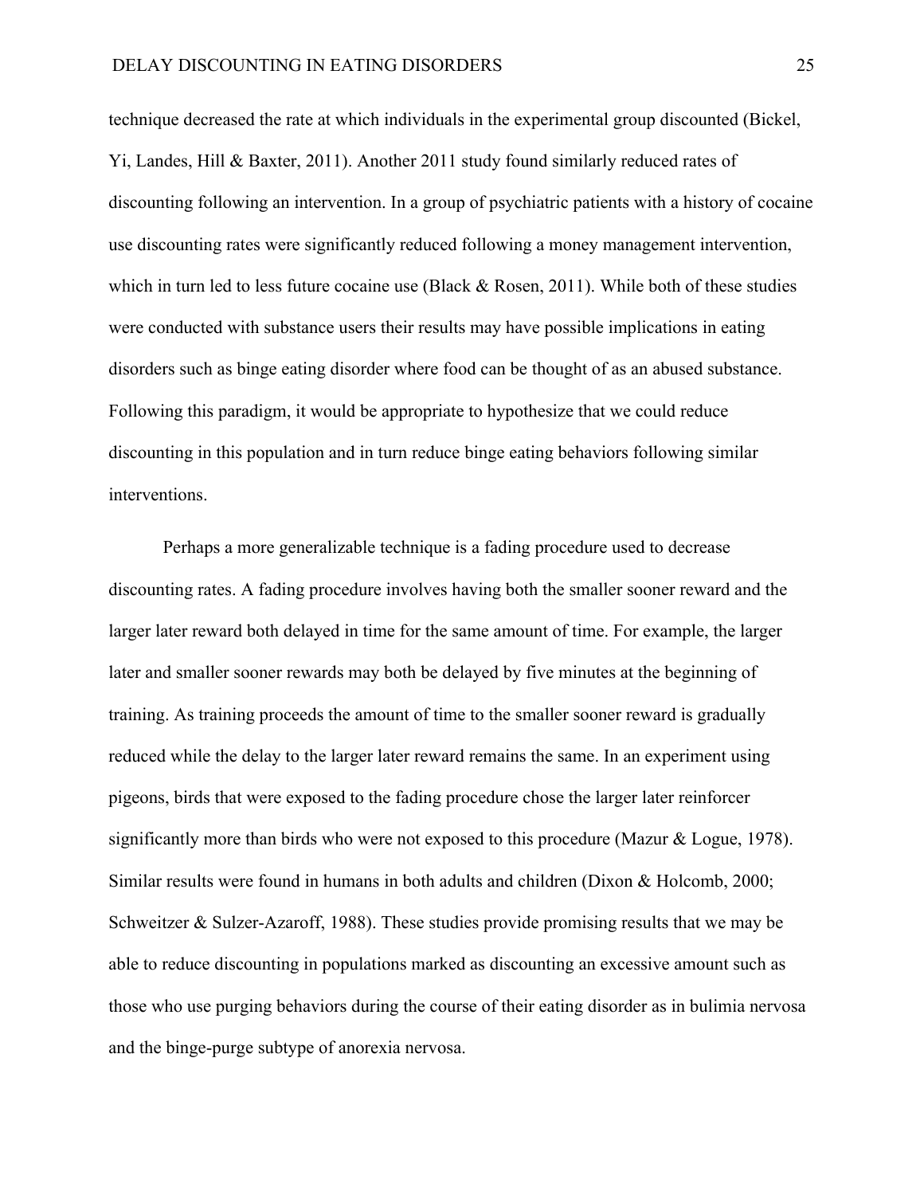technique decreased the rate at which individuals in the experimental group discounted (Bickel, Yi, Landes, Hill & Baxter, 2011). Another 2011 study found similarly reduced rates of discounting following an intervention. In a group of psychiatric patients with a history of cocaine use discounting rates were significantly reduced following a money management intervention, which in turn led to less future cocaine use (Black & Rosen, 2011). While both of these studies were conducted with substance users their results may have possible implications in eating disorders such as binge eating disorder where food can be thought of as an abused substance. Following this paradigm, it would be appropriate to hypothesize that we could reduce discounting in this population and in turn reduce binge eating behaviors following similar interventions.

Perhaps a more generalizable technique is a fading procedure used to decrease discounting rates. A fading procedure involves having both the smaller sooner reward and the larger later reward both delayed in time for the same amount of time. For example, the larger later and smaller sooner rewards may both be delayed by five minutes at the beginning of training. As training proceeds the amount of time to the smaller sooner reward is gradually reduced while the delay to the larger later reward remains the same. In an experiment using pigeons, birds that were exposed to the fading procedure chose the larger later reinforcer significantly more than birds who were not exposed to this procedure (Mazur & Logue, 1978). Similar results were found in humans in both adults and children (Dixon & Holcomb, 2000; Schweitzer & Sulzer-Azaroff, 1988). These studies provide promising results that we may be able to reduce discounting in populations marked as discounting an excessive amount such as those who use purging behaviors during the course of their eating disorder as in bulimia nervosa and the binge-purge subtype of anorexia nervosa.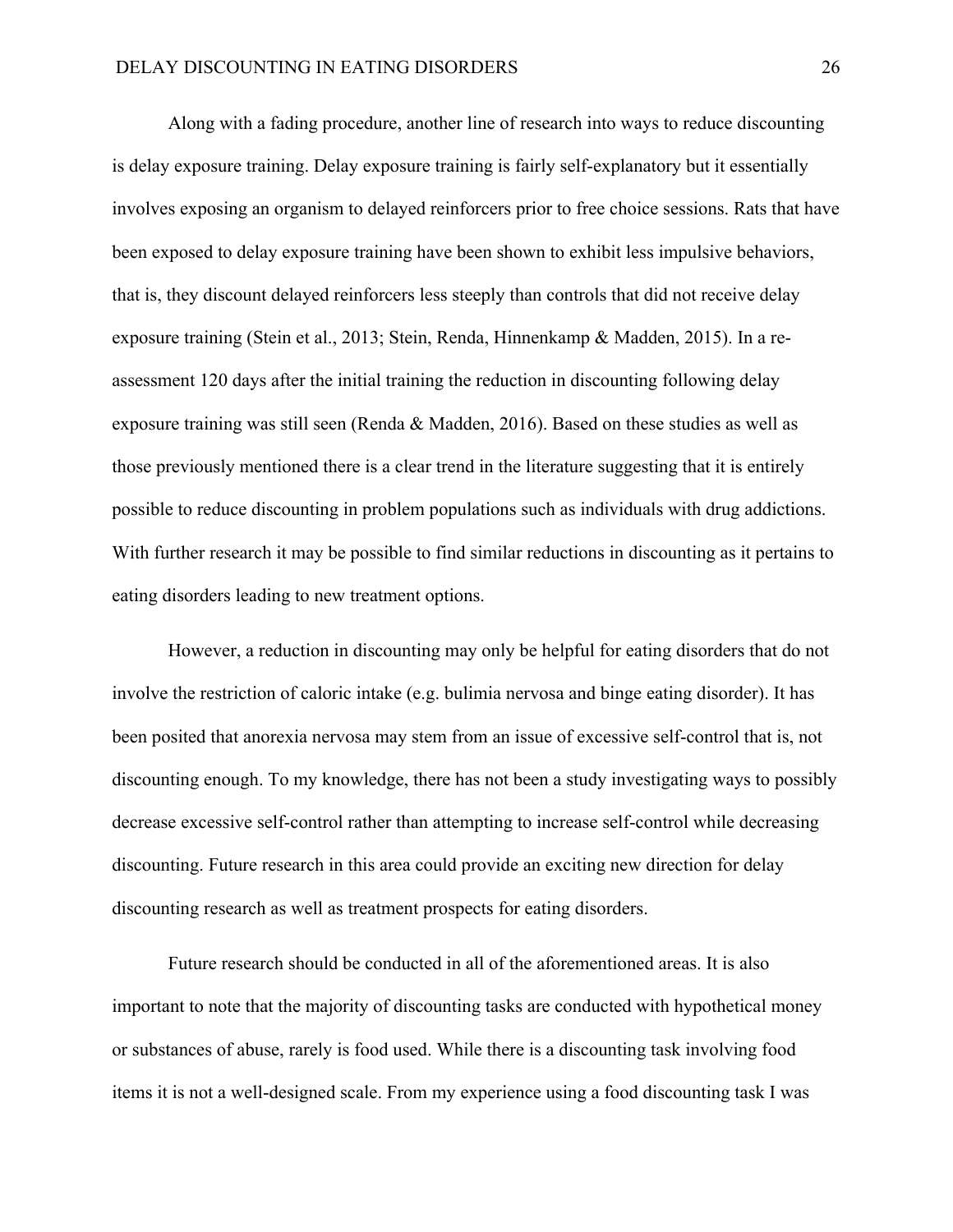Along with a fading procedure, another line of research into ways to reduce discounting is delay exposure training. Delay exposure training is fairly self-explanatory but it essentially involves exposing an organism to delayed reinforcers prior to free choice sessions. Rats that have been exposed to delay exposure training have been shown to exhibit less impulsive behaviors, that is, they discount delayed reinforcers less steeply than controls that did not receive delay exposure training (Stein et al., 2013; Stein, Renda, Hinnenkamp & Madden, 2015). In a re-assessment 120 days after the initial training the reduction in discounting following delay exposure training was still seen (Renda & Madden, 2016). Based on these studies as well as those previously mentioned there is a clear trend in the literature suggesting that it is entirely possible to reduce discounting in problem populations such as individuals with drug addictions. With further research it may be possible to find similar reductions in discounting as it pertains to eating disorders leading to new treatment options.

However, a reduction in discounting may only be helpful for eating disorders that do not involve the restriction of caloric intake (e.g. bulimia nervosa and binge eating disorder). It has been posited that anorexia nervosa may stem from an issue of excessive self-control that is, not discounting enough. To my knowledge, there has not been a study investigating ways to possibly decrease excessive self-control rather than attempting to increase self-control while decreasing discounting. Future research in this area could provide an exciting new direction for delay discounting research as well as treatment prospects for eating disorders.

Future research should be conducted in all of the aforementioned areas. It is also important to note that the majority of discounting tasks are conducted with hypothetical money or substances of abuse, rarely is food used. While there is a discounting task involving food items it is not a well-designed scale. From my experience using a food discounting task I was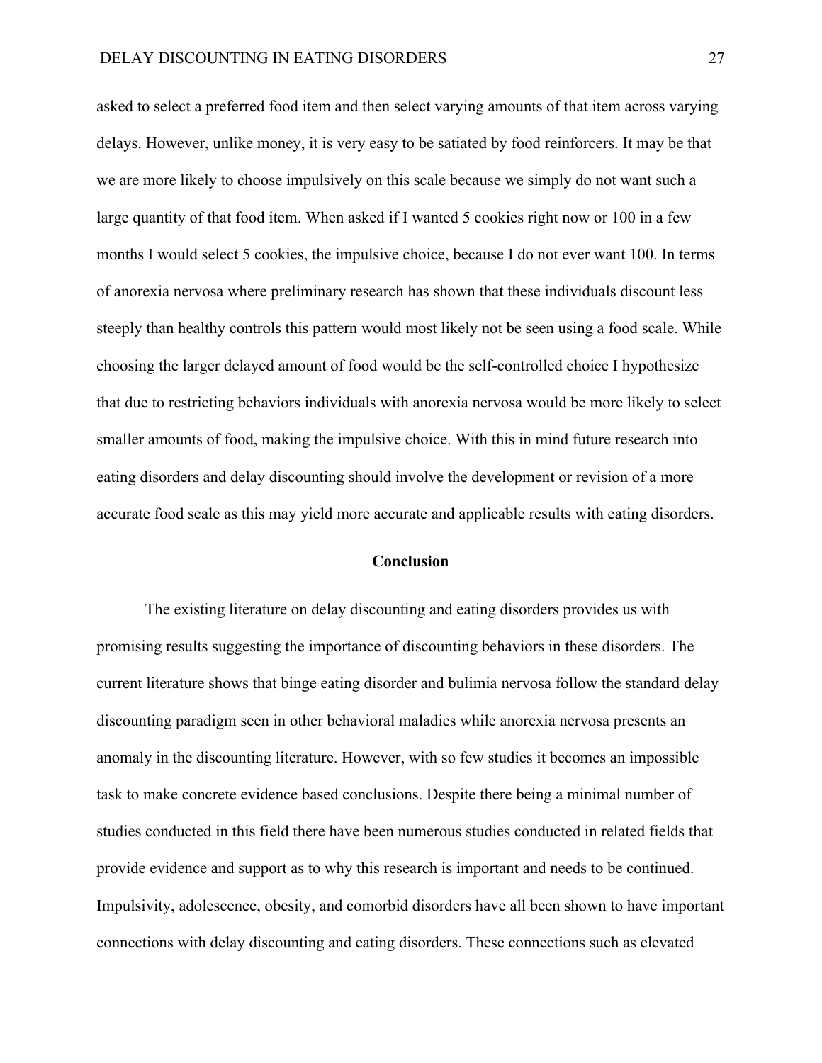asked to select a preferred food item and then select varying amounts of that item across varying delays. However, unlike money, it is very easy to be satiated by food reinforcers. It may be that we are more likely to choose impulsively on this scale because we simply do not want such a large quantity of that food item. When asked if I wanted 5 cookies right now or 100 in a few months I would select 5 cookies, the impulsive choice, because I do not ever want 100. In terms of anorexia nervosa where preliminary research has shown that these individuals discount less steeply than healthy controls this pattern would most likely not be seen using a food scale. While choosing the larger delayed amount of food would be the self-controlled choice I hypothesize that due to restricting behaviors individuals with anorexia nervosa would be more likely to select smaller amounts of food, making the impulsive choice. With this in mind future research into eating disorders and delay discounting should involve the development or revision of a more accurate food scale as this may yield more accurate and applicable results with eating disorders.

## Conclusion

The existing literature on delay discounting and eating disorders provides us with promising results suggesting the importance of discounting behaviors in these disorders. The current literature shows that binge eating disorder and bulimia nervosa follow the standard delay discounting paradigm seen in other behavioral maladies while anorexia nervosa presents an anomaly in the discounting literature. However, with so few studies it becomes an impossible task to make concrete evidence based conclusions. Despite there being a minimal number of studies conducted in this field there have been numerous studies conducted in related fields that provide evidence and support as to why this research is important and needs to be continued. Impulsivity, adolescence, obesity, and comorbid disorders have all been shown to have important connections with delay discounting and eating disorders. These connections such as elevated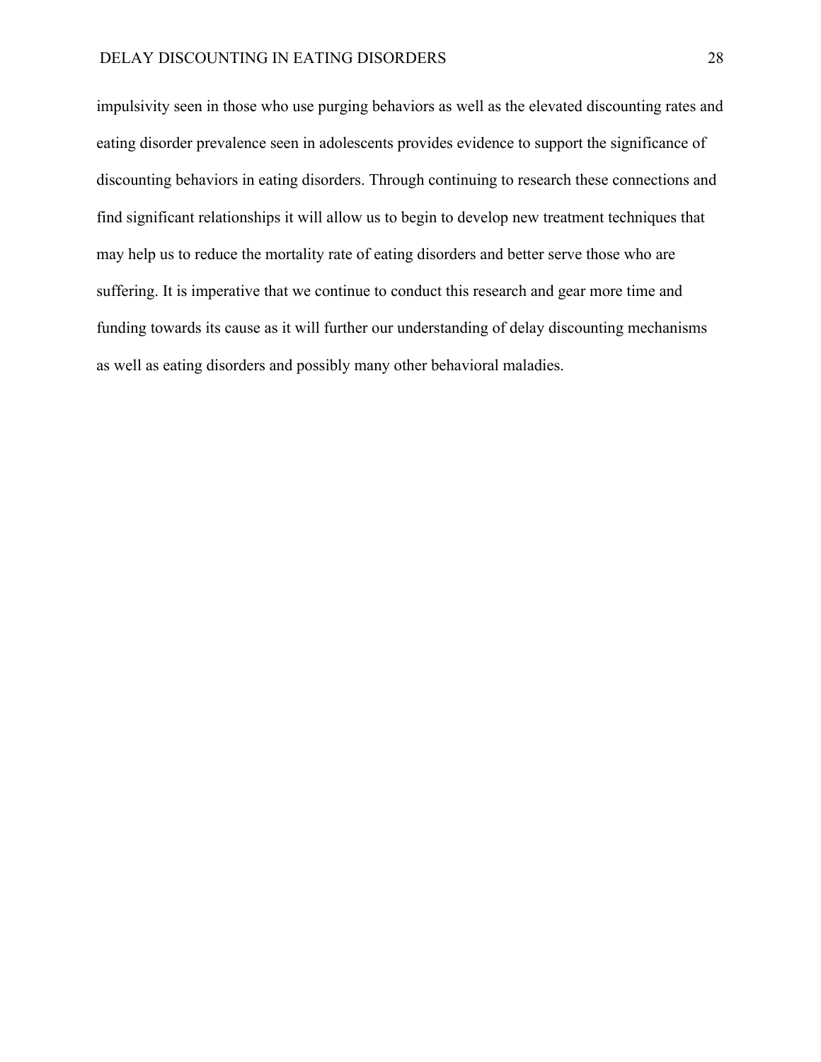impulsivity seen in those who use purging behaviors as well as the elevated discounting rates and eating disorder prevalence seen in adolescents provides evidence to support the significance of discounting behaviors in eating disorders. Through continuing to research these connections and find significant relationships it will allow us to begin to develop new treatment techniques that may help us to reduce the mortality rate of eating disorders and better serve those who are suffering. It is imperative that we continue to conduct this research and gear more time and funding towards its cause as it will further our understanding of delay discounting mechanisms as well as eating disorders and possibly many other behavioral maladies.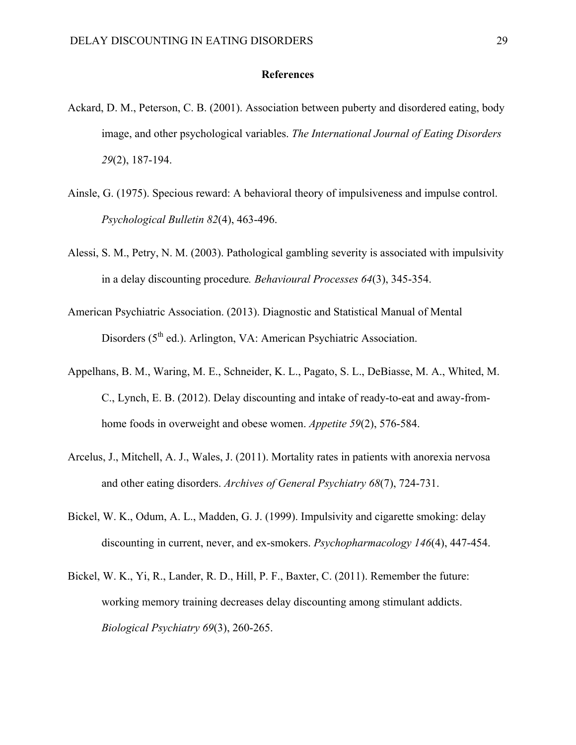# References

Ackard, D. M., Peterson, C. B. (2001). Association between puberty and disordered eating, body image, and other psychological variables. *The International Journal of Eating Disorders 29*(2), 187-194.

Ainsle, G. (1975). Specious reward: A behavioral theory of impulsiveness and impulse control. *Psychological Bulletin 82*(4), 463-496.

Alessi, S. M., Petry, N. M. (2003). Pathological gambling severity is associated with impulsivity in a delay discounting procedure*. Behavioural Processes 64*(3), 345-354.

American Psychiatric Association. (2013). Diagnostic and Statistical Manual of Mental Disorders (5th ed.). Arlington, VA: American Psychiatric Association.

Appelhans, B. M., Waring, M. E., Schneider, K. L., Pagato, S. L., DeBiasse, M. A., Whited, M. C., Lynch, E. B. (2012). Delay discounting and intake of ready-to-eat and away-from-home foods in overweight and obese women. *Appetite 59*(2), 576-584.

Arcelus, J., Mitchell, A. J., Wales, J. (2011). Mortality rates in patients with anorexia nervosa and other eating disorders. *Archives of General Psychiatry 68*(7), 724-731.

Bickel, W. K., Odum, A. L., Madden, G. J. (1999). Impulsivity and cigarette smoking: delay discounting in current, never, and ex-smokers. *Psychopharmacology 146*(4), 447-454.

Bickel, W. K., Yi, R., Lander, R. D., Hill, P. F., Baxter, C. (2011). Remember the future: working memory training decreases delay discounting among stimulant addicts. *Biological Psychiatry 69*(3), 260-265.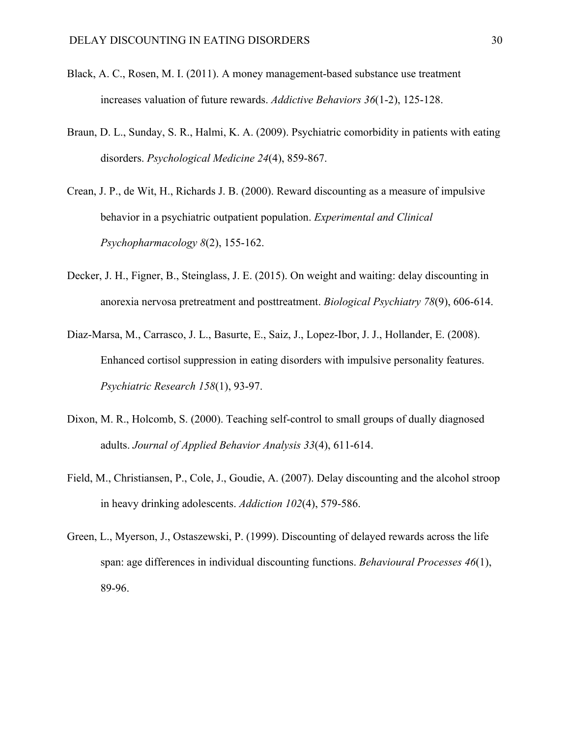Black, A. C., Rosen, M. I. (2011). A money management-based substance use treatment increases valuation of future rewards. *Addictive Behaviors 36*(1-2), 125-128.

Braun, D. L., Sunday, S. R., Halmi, K. A. (2009). Psychiatric comorbidity in patients with eating disorders. *Psychological Medicine 24*(4), 859-867.

Crean, J. P., de Wit, H., Richards J. B. (2000). Reward discounting as a measure of impulsive behavior in a psychiatric outpatient population. *Experimental and Clinical Psychopharmacology 8*(2), 155-162.

Decker, J. H., Figner, B., Steinglass, J. E. (2015). On weight and waiting: delay discounting in anorexia nervosa pretreatment and posttreatment. *Biological Psychiatry 78*(9), 606-614.

Diaz-Marsa, M., Carrasco, J. L., Basurte, E., Saiz, J., Lopez-Ibor, J. J., Hollander, E. (2008). Enhanced cortisol suppression in eating disorders with impulsive personality features. *Psychiatric Research 158*(1), 93-97.

Dixon, M. R., Holcomb, S. (2000). Teaching self-control to small groups of dually diagnosed adults. *Journal of Applied Behavior Analysis 33*(4), 611-614.

Field, M., Christiansen, P., Cole, J., Goudie, A. (2007). Delay discounting and the alcohol stroop in heavy drinking adolescents. *Addiction 102*(4), 579-586.

Green, L., Myerson, J., Ostaszewski, P. (1999). Discounting of delayed rewards across the life span: age differences in individual discounting functions. *Behavioural Processes 46*(1), 89-96.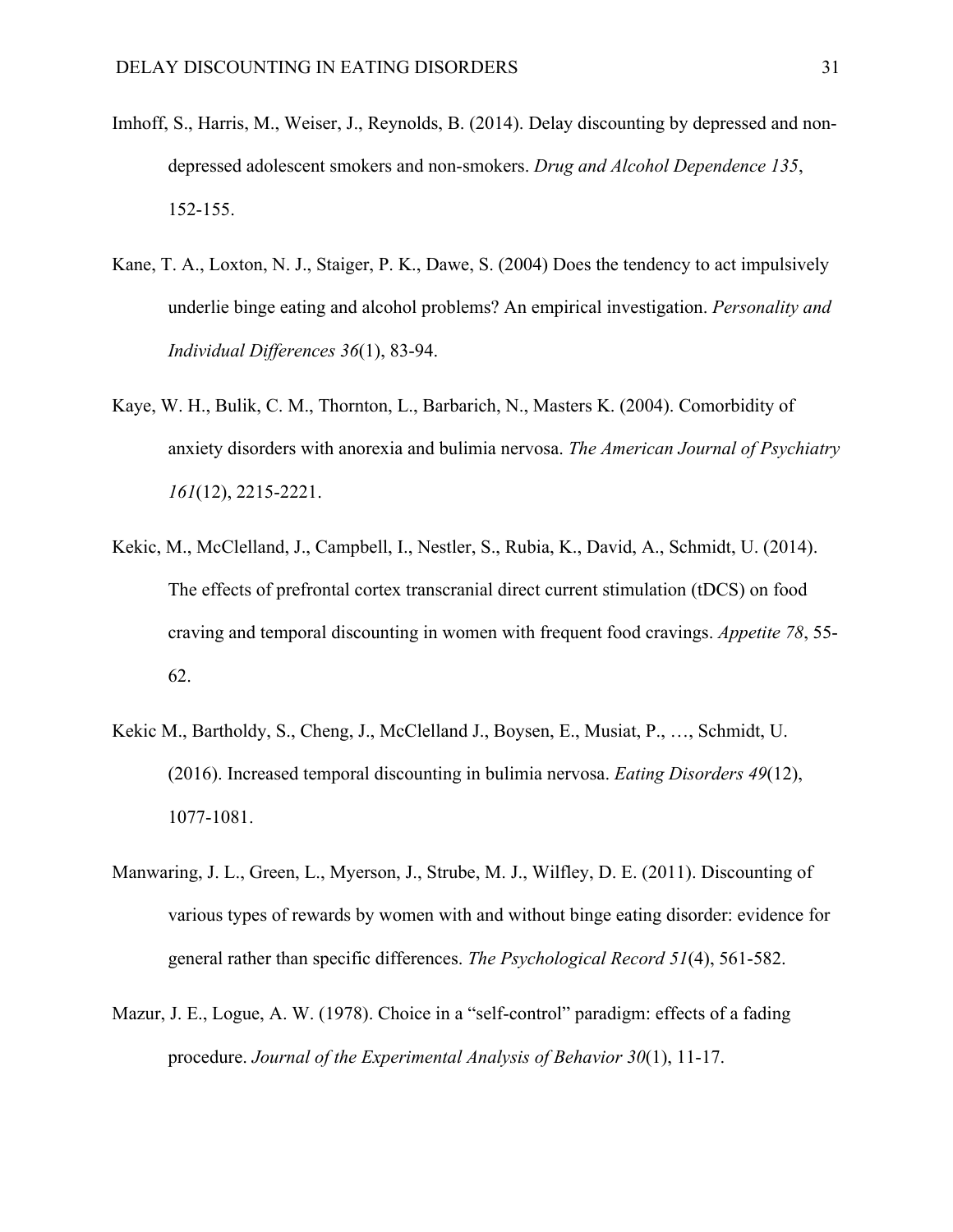Imhoff, S., Harris, M., Weiser, J., Reynolds, B. (2014). Delay discounting by depressed and non-depressed adolescent smokers and non-smokers. *Drug and Alcohol Dependence 135*, 152-155.

Kane, T. A., Loxton, N. J., Staiger, P. K., Dawe, S. (2004) Does the tendency to act impulsively underlie binge eating and alcohol problems? An empirical investigation. *Personality and Individual Differences 36*(1), 83-94.

Kaye, W. H., Bulik, C. M., Thornton, L., Barbarich, N., Masters K. (2004). Comorbidity of anxiety disorders with anorexia and bulimia nervosa. *The American Journal of Psychiatry 161*(12), 2215-2221.

Kekic, M., McClelland, J., Campbell, I., Nestler, S., Rubia, K., David, A., Schmidt, U. (2014). The effects of prefrontal cortex transcranial direct current stimulation (tDCS) on food craving and temporal discounting in women with frequent food cravings. *Appetite 78*, 55-62.

Kekic M., Bartholdy, S., Cheng, J., McClelland J., Boysen, E., Musiat, P., …, Schmidt, U. (2016). Increased temporal discounting in bulimia nervosa. *Eating Disorders 49*(12), 1077-1081.

Manwaring, J. L., Green, L., Myerson, J., Strube, M. J., Wilfley, D. E. (2011). Discounting of various types of rewards by women with and without binge eating disorder: evidence for general rather than specific differences. *The Psychological Record 51*(4), 561-582.

Mazur, J. E., Logue, A. W. (1978). Choice in a "self-control" paradigm: effects of a fading procedure. *Journal of the Experimental Analysis of Behavior 30*(1), 11-17.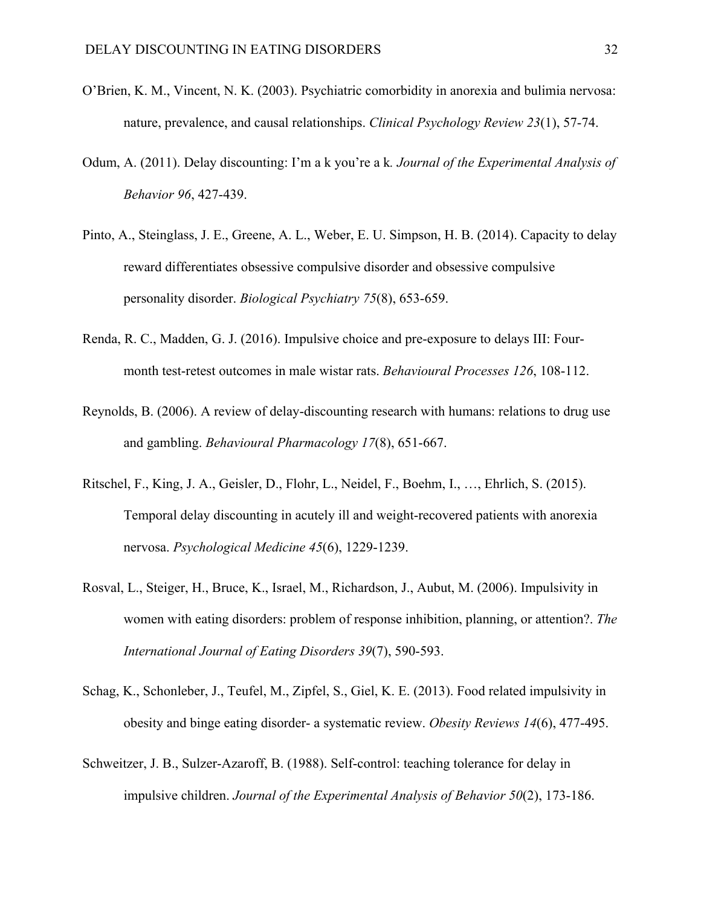O'Brien, K. M., Vincent, N. K. (2003). Psychiatric comorbidity in anorexia and bulimia nervosa: nature, prevalence, and causal relationships. *Clinical Psychology Review 23*(1), 57-74.

Odum, A. (2011). Delay discounting: I'm a k you're a k. *Journal of the Experimental Analysis of Behavior 96*, 427-439.

Pinto, A., Steinglass, J. E., Greene, A. L., Weber, E. U. Simpson, H. B. (2014). Capacity to delay reward differentiates obsessive compulsive disorder and obsessive compulsive personality disorder. *Biological Psychiatry 75*(8), 653-659.

Renda, R. C., Madden, G. J. (2016). Impulsive choice and pre-exposure to delays III: Four-month test-retest outcomes in male wistar rats. *Behavioural Processes 126*, 108-112.

Reynolds, B. (2006). A review of delay-discounting research with humans: relations to drug use and gambling. *Behavioural Pharmacology 17*(8), 651-667.

Ritschel, F., King, J. A., Geisler, D., Flohr, L., Neidel, F., Boehm, I., …, Ehrlich, S. (2015). Temporal delay discounting in acutely ill and weight-recovered patients with anorexia nervosa. *Psychological Medicine 45*(6), 1229-1239.

Rosval, L., Steiger, H., Bruce, K., Israel, M., Richardson, J., Aubut, M. (2006). Impulsivity in women with eating disorders: problem of response inhibition, planning, or attention?. *The International Journal of Eating Disorders 39*(7), 590-593.

Schag, K., Schonleber, J., Teufel, M., Zipfel, S., Giel, K. E. (2013). Food related impulsivity in obesity and binge eating disorder- a systematic review. *Obesity Reviews 14*(6), 477-495.

Schweitzer, J. B., Sulzer-Azaroff, B. (1988). Self-control: teaching tolerance for delay in impulsive children. *Journal of the Experimental Analysis of Behavior 50*(2), 173-186.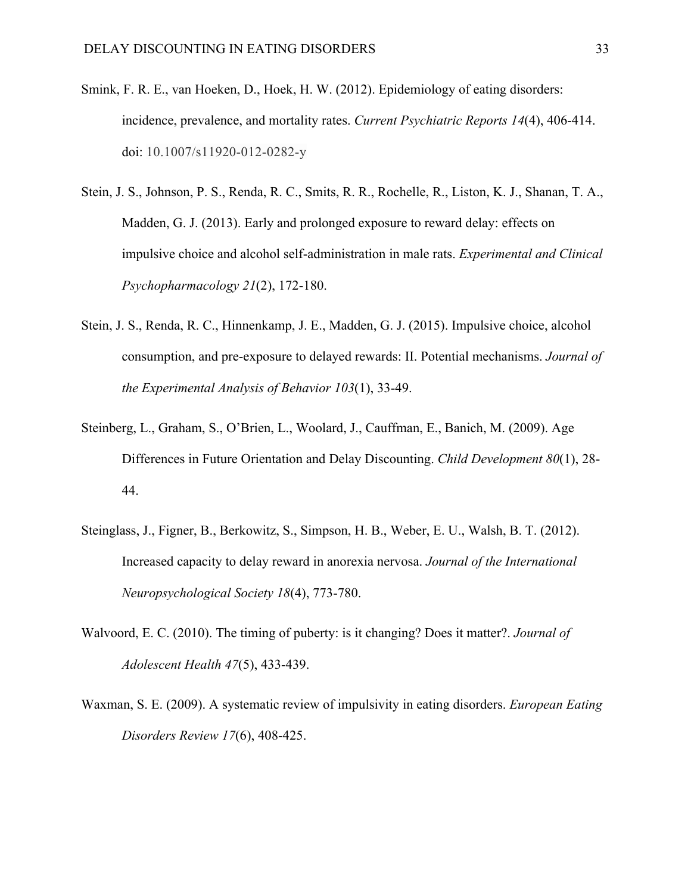Smink, F. R. E., van Hoeken, D., Hoek, H. W. (2012). Epidemiology of eating disorders: incidence, prevalence, and mortality rates. *Current Psychiatric Reports 14*(4), 406-414. doi: 10.1007/s11920-012-0282-y

Stein, J. S., Johnson, P. S., Renda, R. C., Smits, R. R., Rochelle, R., Liston, K. J., Shanan, T. A., Madden, G. J. (2013). Early and prolonged exposure to reward delay: effects on impulsive choice and alcohol self-administration in male rats. *Experimental and Clinical Psychopharmacology 21*(2), 172-180.

Stein, J. S., Renda, R. C., Hinnenkamp, J. E., Madden, G. J. (2015). Impulsive choice, alcohol consumption, and pre-exposure to delayed rewards: II. Potential mechanisms. *Journal of the Experimental Analysis of Behavior 103*(1), 33-49.

Steinberg, L., Graham, S., O'Brien, L., Woolard, J., Cauffman, E., Banich, M. (2009). Age Differences in Future Orientation and Delay Discounting. *Child Development 80*(1), 28-44.

Steinglass, J., Figner, B., Berkowitz, S., Simpson, H. B., Weber, E. U., Walsh, B. T. (2012). Increased capacity to delay reward in anorexia nervosa. *Journal of the International Neuropsychological Society 18*(4), 773-780.

Walvoord, E. C. (2010). The timing of puberty: is it changing? Does it matter?. *Journal of Adolescent Health 47*(5), 433-439.

Waxman, S. E. (2009). A systematic review of impulsivity in eating disorders. *European Eating Disorders Review 17*(6), 408-425.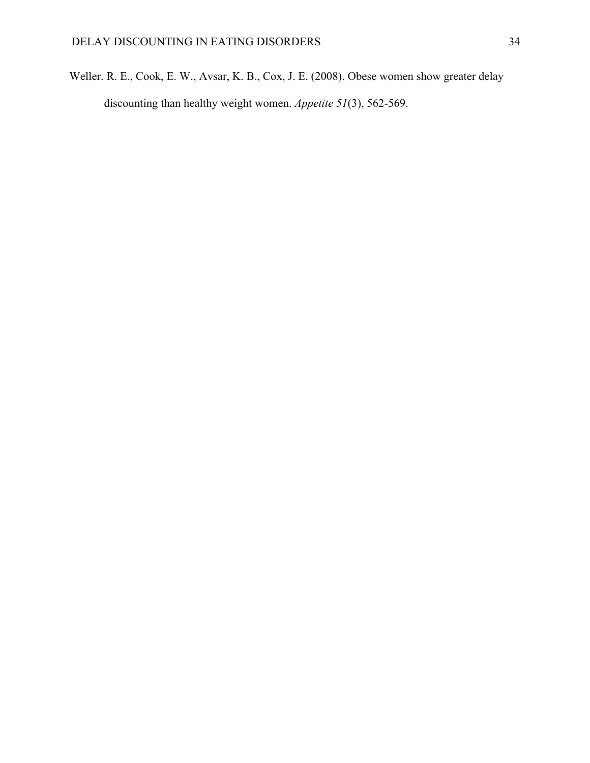Weller. R. E., Cook, E. W., Avsar, K. B., Cox, J. E. (2008). Obese women show greater delay discounting than healthy weight women. *Appetite 51*(3), 562-569.